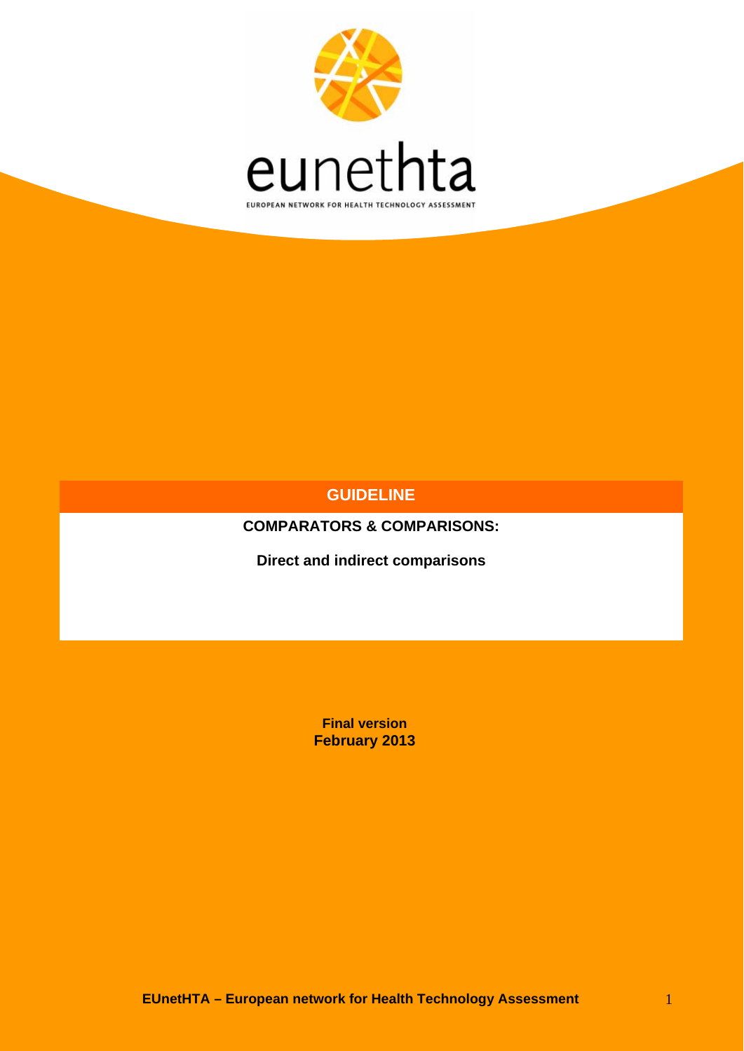eunethta

EUROPEAN NETWORK FOR HEALTH TECHNOLOGY ASSESSMENT

# GUIDELINE

## COMPARATORS & COMPARISONS:

**Direct and indirect comparisons**

**Final version**
**February 2013**

**EUnetHTA – European network for Health Technology Assessment**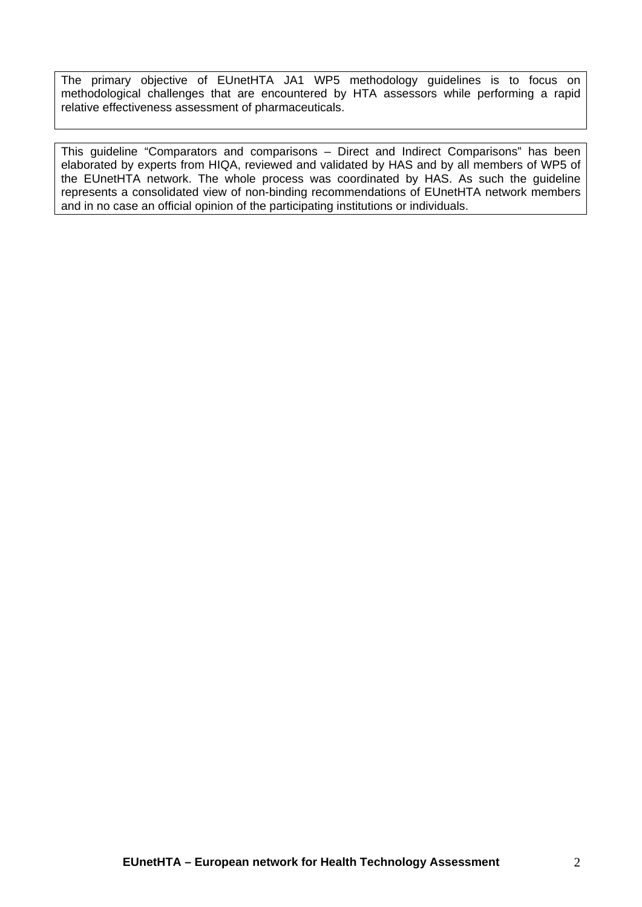The primary objective of EUnetHTA JA1 WP5 methodology guidelines is to focus on methodological challenges that are encountered by HTA assessors while performing a rapid relative effectiveness assessment of pharmaceuticals.

This guideline "Comparators and comparisons – Direct and Indirect Comparisons" has been elaborated by experts from HIQA, reviewed and validated by HAS and by all members of WP5 of the EUnetHTA network. The whole process was coordinated by HAS. As such the guideline represents a consolidated view of non-binding recommendations of EUnetHTA network members and in no case an official opinion of the participating institutions or individuals.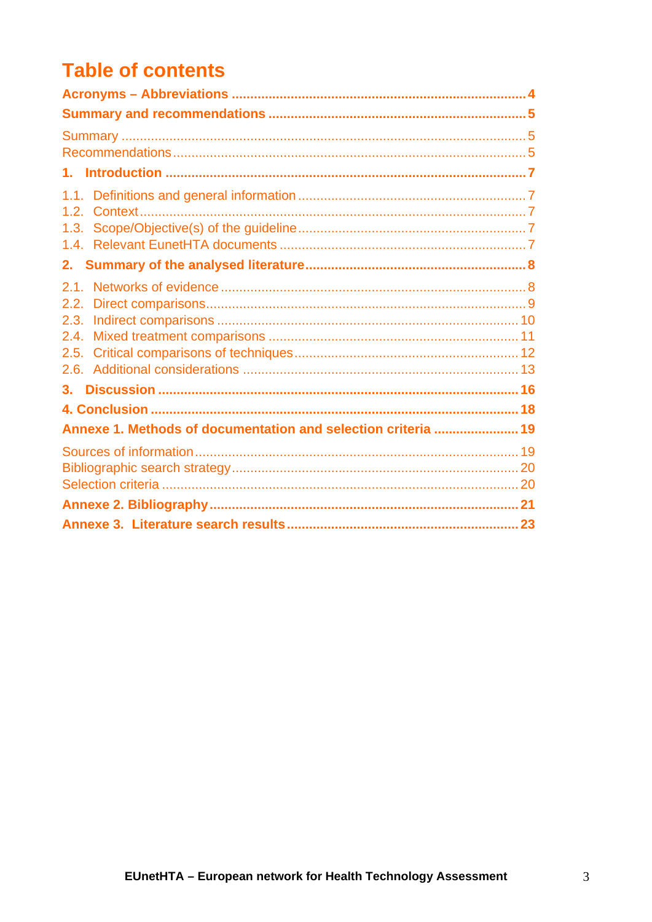# Table of contents

**Acronyms – Abbreviations ........................................................................ 4**

**Summary and recommendations ................................................................ 5**

Summary ........................................................................................................ 5
Recommendations .......................................................................................... 5

**1. Introduction ........................................................................................... 7**

1.1. Definitions and general information ....................................................... 7
1.2. Context ................................................................................................... 7
1.3. Scope/Objective(s) of the guideline ........................................................ 7
1.4. Relevant EunetHTA documents .............................................................. 7

**2. Summary of the analysed literature ........................................................ 8**

2.1. Networks of evidence .............................................................................. 8
2.2. Direct comparisons .................................................................................. 9
2.3. Indirect comparisons ............................................................................. 10
2.4. Mixed treatment comparisons ............................................................... 11
2.5. Critical comparisons of techniques ........................................................ 12
2.6. Additional considerations ....................................................................... 13

**3. Discussion ............................................................................................. 16**

**4. Conclusion ............................................................................................. 18**

**Annexe 1. Methods of documentation and selection criteria ...................... 19**

Sources of information .................................................................................. 19
Bibliographic search strategy ........................................................................ 20
Selection criteria ........................................................................................... 20

**Annexe 2. Bibliography ............................................................................... 21**

**Annexe 3. Literature search results ............................................................. 23**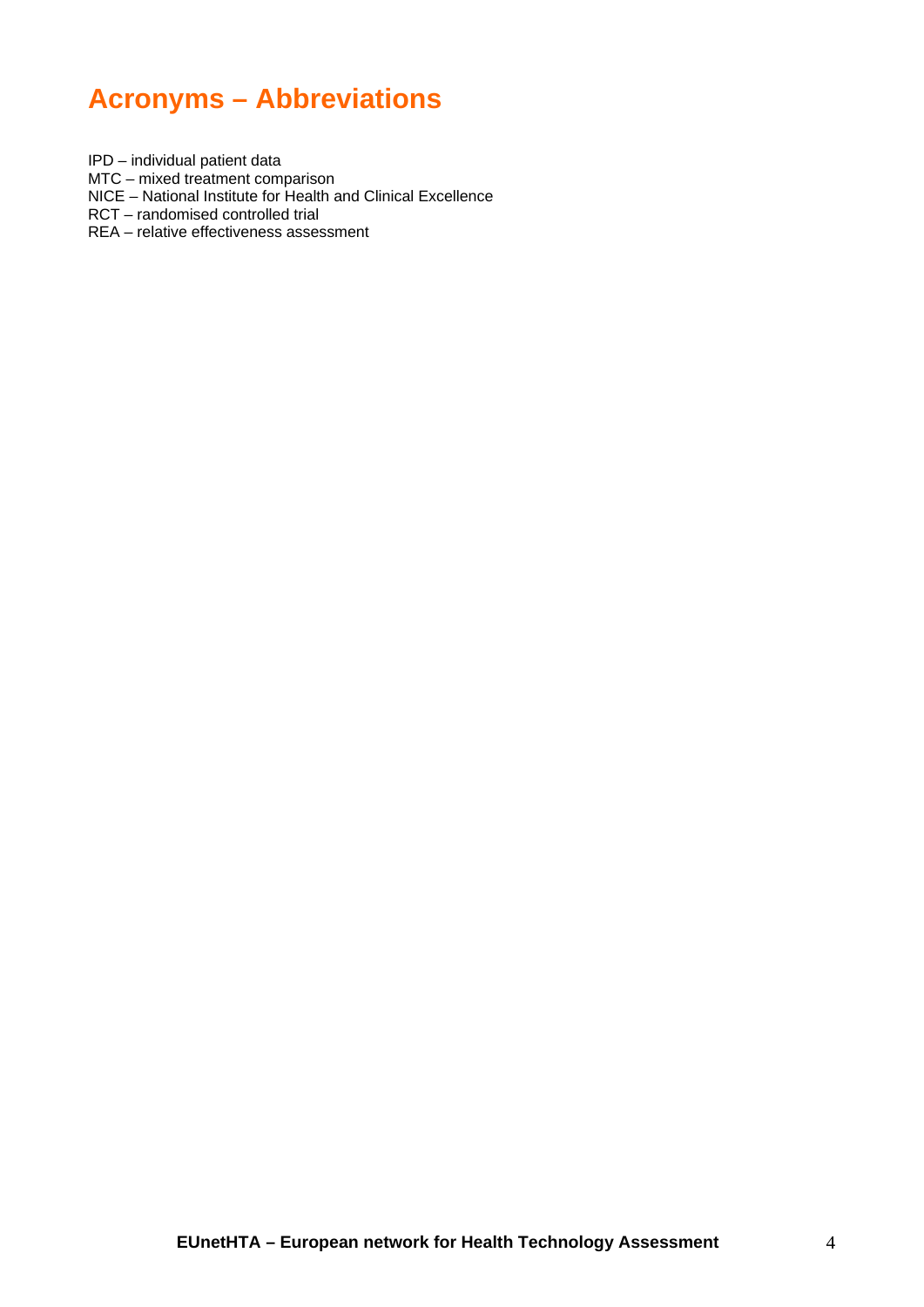# Acronyms – Abbreviations

IPD – individual patient data
MTC – mixed treatment comparison
NICE – National Institute for Health and Clinical Excellence
RCT – randomised controlled trial
REA – relative effectiveness assessment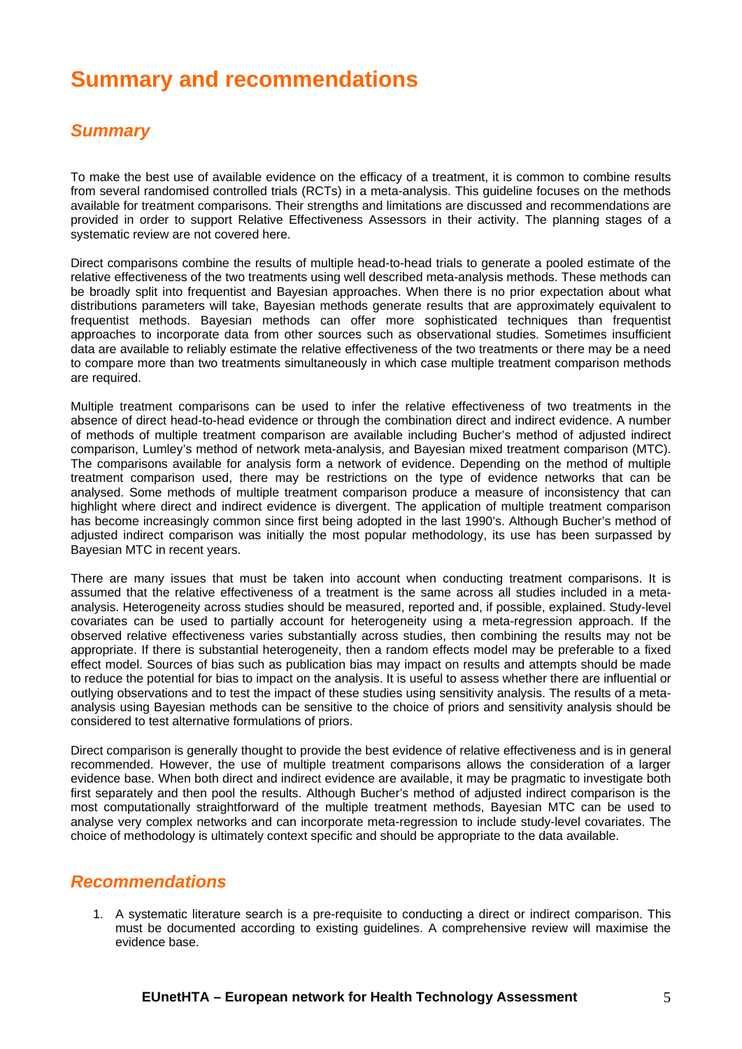# Summary and recommendations

## Summary

To make the best use of available evidence on the efficacy of a treatment, it is common to combine results from several randomised controlled trials (RCTs) in a meta-analysis. This guideline focuses on the methods available for treatment comparisons. Their strengths and limitations are discussed and recommendations are provided in order to support Relative Effectiveness Assessors in their activity. The planning stages of a systematic review are not covered here.

Direct comparisons combine the results of multiple head-to-head trials to generate a pooled estimate of the relative effectiveness of the two treatments using well described meta-analysis methods. These methods can be broadly split into frequentist and Bayesian approaches. When there is no prior expectation about what distributions parameters will take, Bayesian methods generate results that are approximately equivalent to frequentist methods. Bayesian methods can offer more sophisticated techniques than frequentist approaches to incorporate data from other sources such as observational studies. Sometimes insufficient data are available to reliably estimate the relative effectiveness of the two treatments or there may be a need to compare more than two treatments simultaneously in which case multiple treatment comparison methods are required.

Multiple treatment comparisons can be used to infer the relative effectiveness of two treatments in the absence of direct head-to-head evidence or through the combination direct and indirect evidence. A number of methods of multiple treatment comparison are available including Bucher's method of adjusted indirect comparison, Lumley's method of network meta-analysis, and Bayesian mixed treatment comparison (MTC). The comparisons available for analysis form a network of evidence. Depending on the method of multiple treatment comparison used, there may be restrictions on the type of evidence networks that can be analysed. Some methods of multiple treatment comparison produce a measure of inconsistency that can highlight where direct and indirect evidence is divergent. The application of multiple treatment comparison has become increasingly common since first being adopted in the last 1990's. Although Bucher's method of adjusted indirect comparison was initially the most popular methodology, its use has been surpassed by Bayesian MTC in recent years.

There are many issues that must be taken into account when conducting treatment comparisons. It is assumed that the relative effectiveness of a treatment is the same across all studies included in a meta-analysis. Heterogeneity across studies should be measured, reported and, if possible, explained. Study-level covariates can be used to partially account for heterogeneity using a meta-regression approach. If the observed relative effectiveness varies substantially across studies, then combining the results may not be appropriate. If there is substantial heterogeneity, then a random effects model may be preferable to a fixed effect model. Sources of bias such as publication bias may impact on results and attempts should be made to reduce the potential for bias to impact on the analysis. It is useful to assess whether there are influential or outlying observations and to test the impact of these studies using sensitivity analysis. The results of a meta-analysis using Bayesian methods can be sensitive to the choice of priors and sensitivity analysis should be considered to test alternative formulations of priors.

Direct comparison is generally thought to provide the best evidence of relative effectiveness and is in general recommended. However, the use of multiple treatment comparisons allows the consideration of a larger evidence base. When both direct and indirect evidence are available, it may be pragmatic to investigate both first separately and then pool the results. Although Bucher's method of adjusted indirect comparison is the most computationally straightforward of the multiple treatment methods, Bayesian MTC can be used to analyse very complex networks and can incorporate meta-regression to include study-level covariates. The choice of methodology is ultimately context specific and should be appropriate to the data available.

## Recommendations

1. A systematic literature search is a pre-requisite to conducting a direct or indirect comparison. This must be documented according to existing guidelines. A comprehensive review will maximise the evidence base.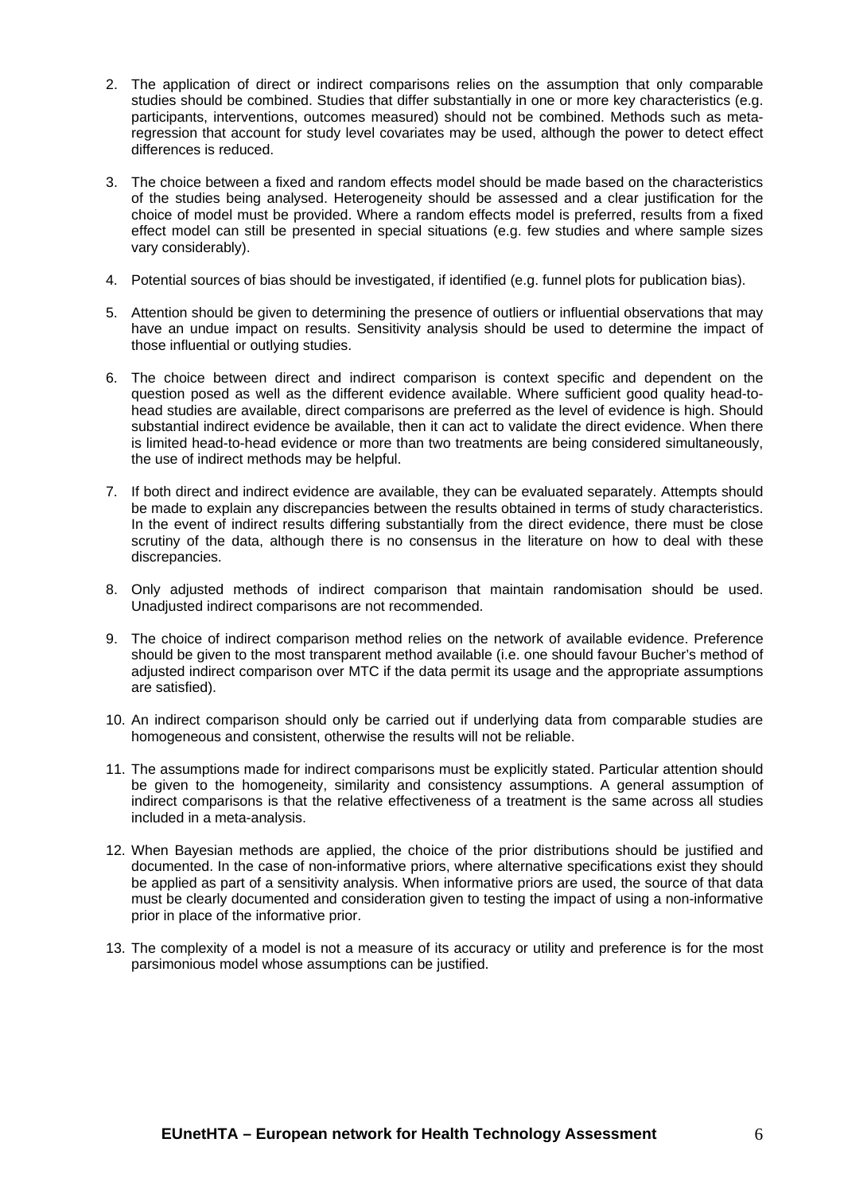2. The application of direct or indirect comparisons relies on the assumption that only comparable studies should be combined. Studies that differ substantially in one or more key characteristics (e.g. participants, interventions, outcomes measured) should not be combined. Methods such as meta-regression that account for study level covariates may be used, although the power to detect effect differences is reduced.

3. The choice between a fixed and random effects model should be made based on the characteristics of the studies being analysed. Heterogeneity should be assessed and a clear justification for the choice of model must be provided. Where a random effects model is preferred, results from a fixed effect model can still be presented in special situations (e.g. few studies and where sample sizes vary considerably).

4. Potential sources of bias should be investigated, if identified (e.g. funnel plots for publication bias).

5. Attention should be given to determining the presence of outliers or influential observations that may have an undue impact on results. Sensitivity analysis should be used to determine the impact of those influential or outlying studies.

6. The choice between direct and indirect comparison is context specific and dependent on the question posed as well as the different evidence available. Where sufficient good quality head-to-head studies are available, direct comparisons are preferred as the level of evidence is high. Should substantial indirect evidence be available, then it can act to validate the direct evidence. When there is limited head-to-head evidence or more than two treatments are being considered simultaneously, the use of indirect methods may be helpful.

7. If both direct and indirect evidence are available, they can be evaluated separately. Attempts should be made to explain any discrepancies between the results obtained in terms of study characteristics. In the event of indirect results differing substantially from the direct evidence, there must be close scrutiny of the data, although there is no consensus in the literature on how to deal with these discrepancies.

8. Only adjusted methods of indirect comparison that maintain randomisation should be used. Unadjusted indirect comparisons are not recommended.

9. The choice of indirect comparison method relies on the network of available evidence. Preference should be given to the most transparent method available (i.e. one should favour Bucher's method of adjusted indirect comparison over MTC if the data permit its usage and the appropriate assumptions are satisfied).

10. An indirect comparison should only be carried out if underlying data from comparable studies are homogeneous and consistent, otherwise the results will not be reliable.

11. The assumptions made for indirect comparisons must be explicitly stated. Particular attention should be given to the homogeneity, similarity and consistency assumptions. A general assumption of indirect comparisons is that the relative effectiveness of a treatment is the same across all studies included in a meta-analysis.

12. When Bayesian methods are applied, the choice of the prior distributions should be justified and documented. In the case of non-informative priors, where alternative specifications exist they should be applied as part of a sensitivity analysis. When informative priors are used, the source of that data must be clearly documented and consideration given to testing the impact of using a non-informative prior in place of the informative prior.

13. The complexity of a model is not a measure of its accuracy or utility and preference is for the most parsimonious model whose assumptions can be justified.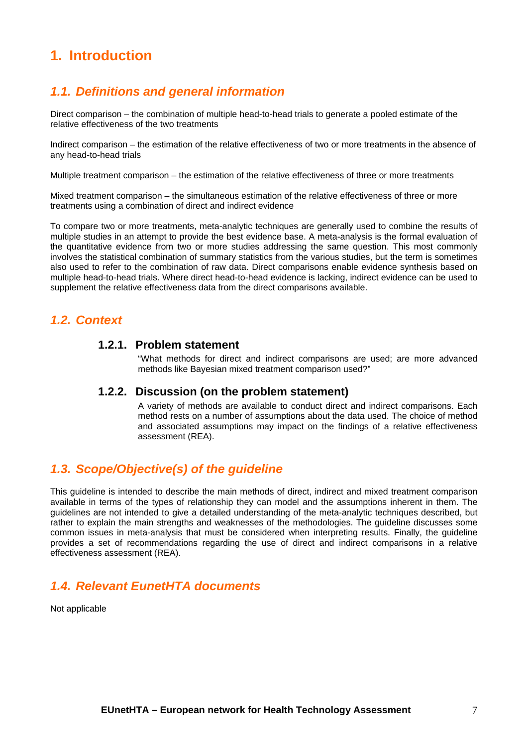# 1. Introduction

## 1.1. Definitions and general information

Direct comparison – the combination of multiple head-to-head trials to generate a pooled estimate of the relative effectiveness of the two treatments

Indirect comparison – the estimation of the relative effectiveness of two or more treatments in the absence of any head-to-head trials

Multiple treatment comparison – the estimation of the relative effectiveness of three or more treatments

Mixed treatment comparison – the simultaneous estimation of the relative effectiveness of three or more treatments using a combination of direct and indirect evidence

To compare two or more treatments, meta-analytic techniques are generally used to combine the results of multiple studies in an attempt to provide the best evidence base. A meta-analysis is the formal evaluation of the quantitative evidence from two or more studies addressing the same question. This most commonly involves the statistical combination of summary statistics from the various studies, but the term is sometimes also used to refer to the combination of raw data. Direct comparisons enable evidence synthesis based on multiple head-to-head trials. Where direct head-to-head evidence is lacking, indirect evidence can be used to supplement the relative effectiveness data from the direct comparisons available.

## 1.2. Context

### 1.2.1. Problem statement

"What methods for direct and indirect comparisons are used; are more advanced methods like Bayesian mixed treatment comparison used?"

### 1.2.2. Discussion (on the problem statement)

A variety of methods are available to conduct direct and indirect comparisons. Each method rests on a number of assumptions about the data used. The choice of method and associated assumptions may impact on the findings of a relative effectiveness assessment (REA).

## 1.3. Scope/Objective(s) of the guideline

This guideline is intended to describe the main methods of direct, indirect and mixed treatment comparison available in terms of the types of relationship they can model and the assumptions inherent in them. The guidelines are not intended to give a detailed understanding of the meta-analytic techniques described, but rather to explain the main strengths and weaknesses of the methodologies. The guideline discusses some common issues in meta-analysis that must be considered when interpreting results. Finally, the guideline provides a set of recommendations regarding the use of direct and indirect comparisons in a relative effectiveness assessment (REA).

## 1.4. Relevant EunetHTA documents

Not applicable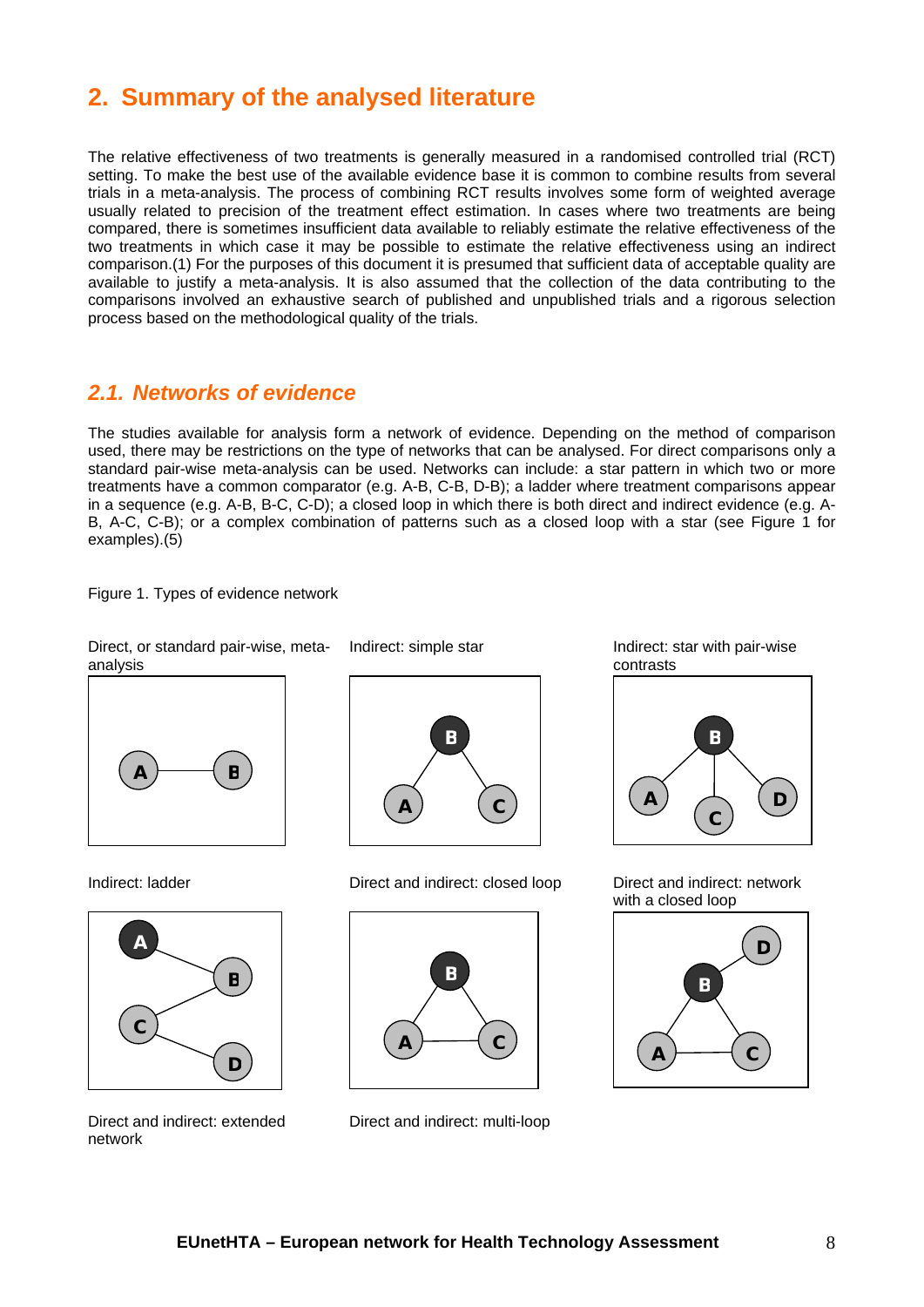## 2. Summary of the analysed literature

The relative effectiveness of two treatments is generally measured in a randomised controlled trial (RCT) setting. To make the best use of the available evidence base it is common to combine results from several trials in a meta-analysis. The process of combining RCT results involves some form of weighted average usually related to precision of the treatment effect estimation. In cases where two treatments are being compared, there is sometimes insufficient data available to reliably estimate the relative effectiveness of the two treatments in which case it may be possible to estimate the relative effectiveness using an indirect comparison.(1) For the purposes of this document it is presumed that sufficient data of acceptable quality are available to justify a meta-analysis. It is also assumed that the collection of the data contributing to the comparisons involved an exhaustive search of published and unpublished trials and a rigorous selection process based on the methodological quality of the trials.

### *2.1. Networks of evidence*

The studies available for analysis form a network of evidence. Depending on the method of comparison used, there may be restrictions on the type of networks that can be analysed. For direct comparisons only a standard pair-wise meta-analysis can be used. Networks can include: a star pattern in which two or more treatments have a common comparator (e.g. A-B, C-B, D-B); a ladder where treatment comparisons appear in a sequence (e.g. A-B, B-C, C-D); a closed loop in which there is both direct and indirect evidence (e.g. A-B, A-C, C-B); or a complex combination of patterns such as a closed loop with a star (see Figure 1 for examples).(5)

Figure 1. Types of evidence network

Direct, or standard pair-wise, meta-analysis

Indirect: simple star

Indirect: star with pair-wise contrasts

Indirect: ladder

Direct and indirect: closed loop

Direct and indirect: network with a closed loop

Direct and indirect: extended network

Direct and indirect: multi-loop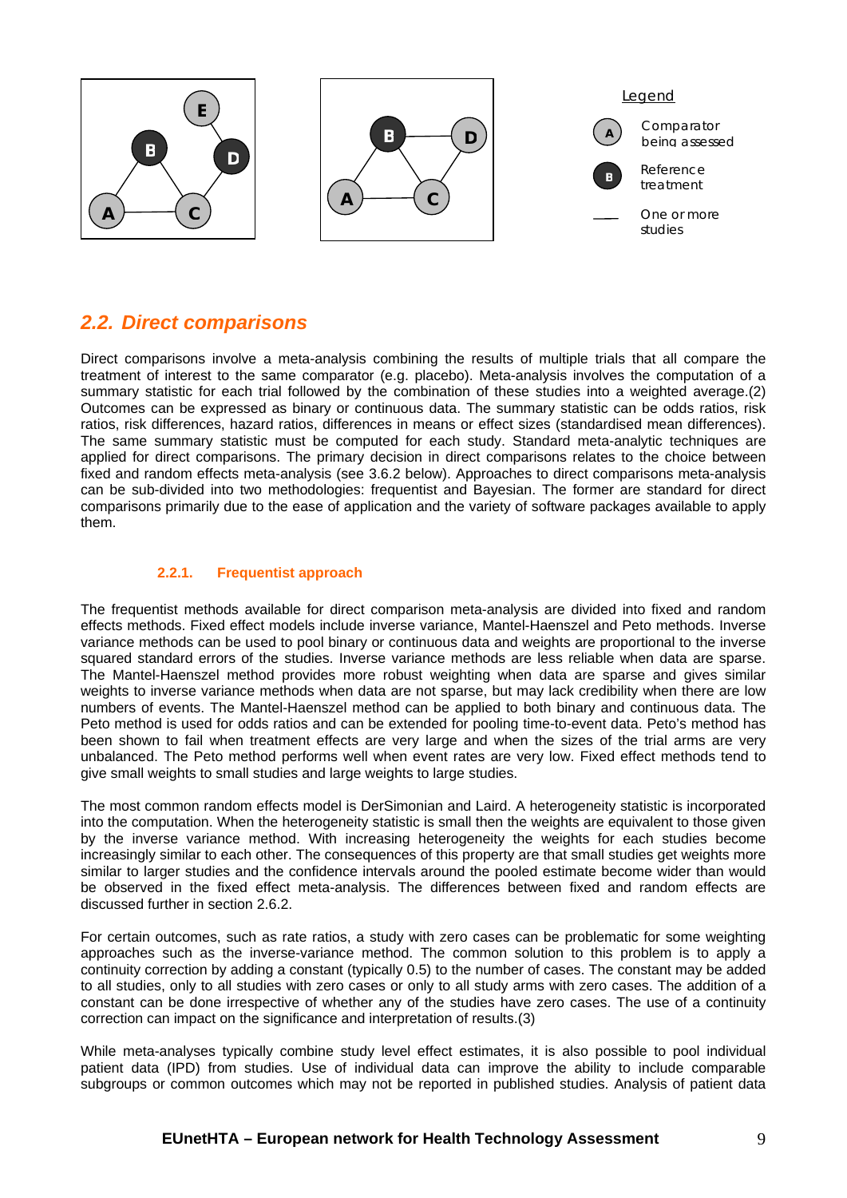Legend

Comparator being assessed

Reference treatment

One or more studies

## 2.2. Direct comparisons

Direct comparisons involve a meta-analysis combining the results of multiple trials that all compare the treatment of interest to the same comparator (e.g. placebo). Meta-analysis involves the computation of a summary statistic for each trial followed by the combination of these studies into a weighted average.(2) Outcomes can be expressed as binary or continuous data. The summary statistic can be odds ratios, risk ratios, risk differences, hazard ratios, differences in means or effect sizes (standardised mean differences). The same summary statistic must be computed for each study. Standard meta-analytic techniques are applied for direct comparisons. The primary decision in direct comparisons relates to the choice between fixed and random effects meta-analysis (see 3.6.2 below). Approaches to direct comparisons meta-analysis can be sub-divided into two methodologies: frequentist and Bayesian. The former are standard for direct comparisons primarily due to the ease of application and the variety of software packages available to apply them.

### 2.2.1. Frequentist approach

The frequentist methods available for direct comparison meta-analysis are divided into fixed and random effects methods. Fixed effect models include inverse variance, Mantel-Haenszel and Peto methods. Inverse variance methods can be used to pool binary or continuous data and weights are proportional to the inverse squared standard errors of the studies. Inverse variance methods are less reliable when data are sparse. The Mantel-Haenszel method provides more robust weighting when data are sparse and gives similar weights to inverse variance methods when data are not sparse, but may lack credibility when there are low numbers of events. The Mantel-Haenszel method can be applied to both binary and continuous data. The Peto method is used for odds ratios and can be extended for pooling time-to-event data. Peto's method has been shown to fail when treatment effects are very large and when the sizes of the trial arms are very unbalanced. The Peto method performs well when event rates are very low. Fixed effect methods tend to give small weights to small studies and large weights to large studies.

The most common random effects model is DerSimonian and Laird. A heterogeneity statistic is incorporated into the computation. When the heterogeneity statistic is small then the weights are equivalent to those given by the inverse variance method. With increasing heterogeneity the weights for each studies become increasingly similar to each other. The consequences of this property are that small studies get weights more similar to larger studies and the confidence intervals around the pooled estimate become wider than would be observed in the fixed effect meta-analysis. The differences between fixed and random effects are discussed further in section 2.6.2.

For certain outcomes, such as rate ratios, a study with zero cases can be problematic for some weighting approaches such as the inverse-variance method. The common solution to this problem is to apply a continuity correction by adding a constant (typically 0.5) to the number of cases. The constant may be added to all studies, only to all studies with zero cases or only to all study arms with zero cases. The addition of a constant can be done irrespective of whether any of the studies have zero cases. The use of a continuity correction can impact on the significance and interpretation of results.(3)

While meta-analyses typically combine study level effect estimates, it is also possible to pool individual patient data (IPD) from studies. Use of individual data can improve the ability to include comparable subgroups or common outcomes which may not be reported in published studies. Analysis of patient data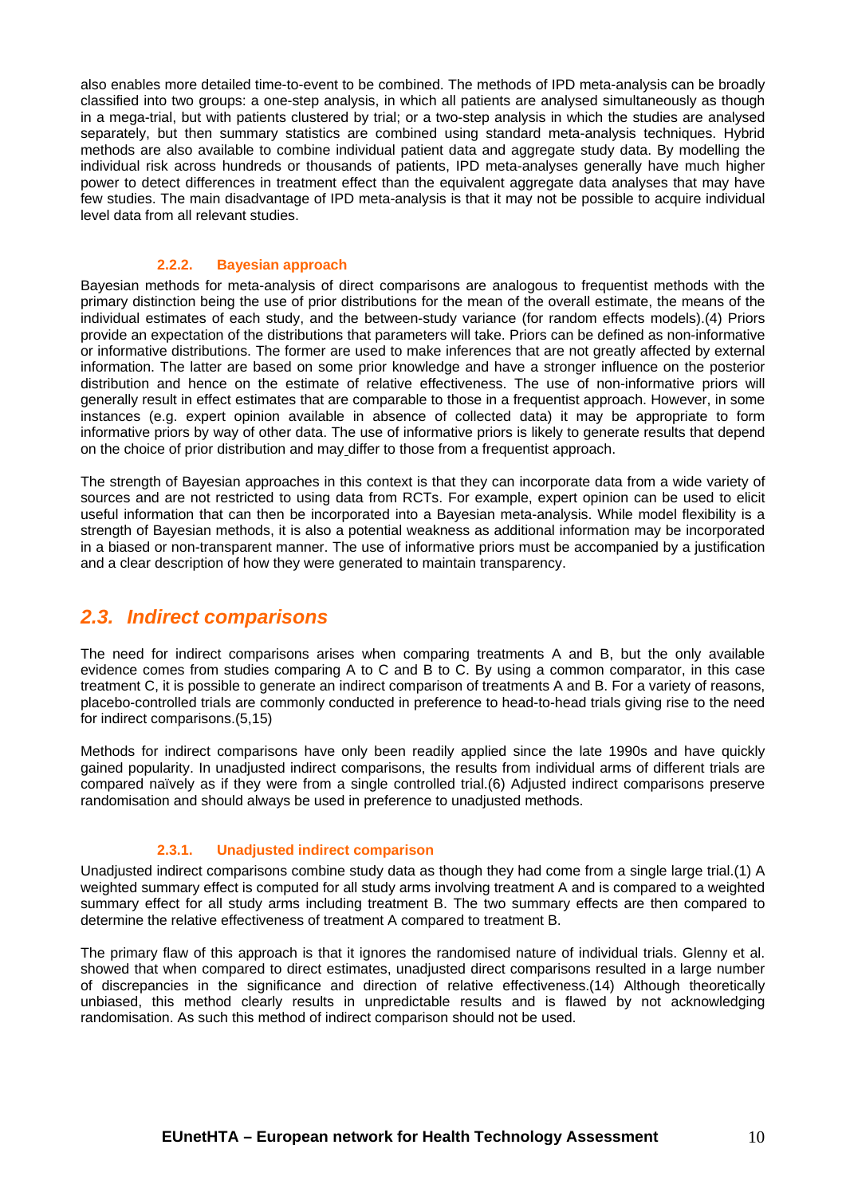also enables more detailed time-to-event to be combined. The methods of IPD meta-analysis can be broadly classified into two groups: a one-step analysis, in which all patients are analysed simultaneously as though in a mega-trial, but with patients clustered by trial; or a two-step analysis in which the studies are analysed separately, but then summary statistics are combined using standard meta-analysis techniques. Hybrid methods are also available to combine individual patient data and aggregate study data. By modelling the individual risk across hundreds or thousands of patients, IPD meta-analyses generally have much higher power to detect differences in treatment effect than the equivalent aggregate data analyses that may have few studies. The main disadvantage of IPD meta-analysis is that it may not be possible to acquire individual level data from all relevant studies.

### 2.2.2. Bayesian approach

Bayesian methods for meta-analysis of direct comparisons are analogous to frequentist methods with the primary distinction being the use of prior distributions for the mean of the overall estimate, the means of the individual estimates of each study, and the between-study variance (for random effects models).(4) Priors provide an expectation of the distributions that parameters will take. Priors can be defined as non-informative or informative distributions. The former are used to make inferences that are not greatly affected by external information. The latter are based on some prior knowledge and have a stronger influence on the posterior distribution and hence on the estimate of relative effectiveness. The use of non-informative priors will generally result in effect estimates that are comparable to those in a frequentist approach. However, in some instances (e.g. expert opinion available in absence of collected data) it may be appropriate to form informative priors by way of other data. The use of informative priors is likely to generate results that depend on the choice of prior distribution and may differ to those from a frequentist approach.

The strength of Bayesian approaches in this context is that they can incorporate data from a wide variety of sources and are not restricted to using data from RCTs. For example, expert opinion can be used to elicit useful information that can then be incorporated into a Bayesian meta-analysis. While model flexibility is a strength of Bayesian methods, it is also a potential weakness as additional information may be incorporated in a biased or non-transparent manner. The use of informative priors must be accompanied by a justification and a clear description of how they were generated to maintain transparency.

## 2.3. Indirect comparisons

The need for indirect comparisons arises when comparing treatments A and B, but the only available evidence comes from studies comparing A to C and B to C. By using a common comparator, in this case treatment C, it is possible to generate an indirect comparison of treatments A and B. For a variety of reasons, placebo-controlled trials are commonly conducted in preference to head-to-head trials giving rise to the need for indirect comparisons.(5,15)

Methods for indirect comparisons have only been readily applied since the late 1990s and have quickly gained popularity. In unadjusted indirect comparisons, the results from individual arms of different trials are compared naïvely as if they were from a single controlled trial.(6) Adjusted indirect comparisons preserve randomisation and should always be used in preference to unadjusted methods.

### 2.3.1. Unadjusted indirect comparison

Unadjusted indirect comparisons combine study data as though they had come from a single large trial.(1) A weighted summary effect is computed for all study arms involving treatment A and is compared to a weighted summary effect for all study arms including treatment B. The two summary effects are then compared to determine the relative effectiveness of treatment A compared to treatment B.

The primary flaw of this approach is that it ignores the randomised nature of individual trials. Glenny et al. showed that when compared to direct estimates, unadjusted direct comparisons resulted in a large number of discrepancies in the significance and direction of relative effectiveness.(14) Although theoretically unbiased, this method clearly results in unpredictable results and is flawed by not acknowledging randomisation. As such this method of indirect comparison should not be used.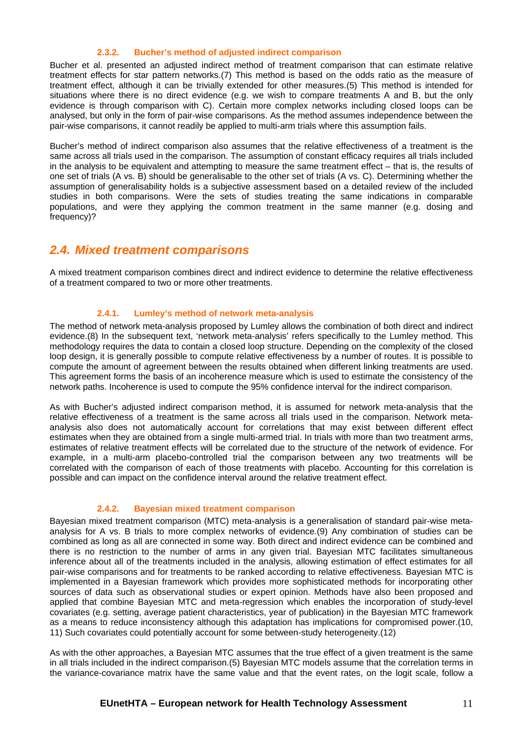#### 2.3.2. Bucher's method of adjusted indirect comparison

Bucher et al. presented an adjusted indirect method of treatment comparison that can estimate relative treatment effects for star pattern networks.(7) This method is based on the odds ratio as the measure of treatment effect, although it can be trivially extended for other measures.(5) This method is intended for situations where there is no direct evidence (e.g. we wish to compare treatments A and B, but the only evidence is through comparison with C). Certain more complex networks including closed loops can be analysed, but only in the form of pair-wise comparisons. As the method assumes independence between the pair-wise comparisons, it cannot readily be applied to multi-arm trials where this assumption fails.

Bucher's method of indirect comparison also assumes that the relative effectiveness of a treatment is the same across all trials used in the comparison. The assumption of constant efficacy requires all trials included in the analysis to be equivalent and attempting to measure the same treatment effect – that is, the results of one set of trials (A vs. B) should be generalisable to the other set of trials (A vs. C). Determining whether the assumption of generalisability holds is a subjective assessment based on a detailed review of the included studies in both comparisons. Were the sets of studies treating the same indications in comparable populations, and were they applying the common treatment in the same manner (e.g. dosing and frequency)?

## *2.4. Mixed treatment comparisons*

A mixed treatment comparison combines direct and indirect evidence to determine the relative effectiveness of a treatment compared to two or more other treatments.

#### 2.4.1. Lumley's method of network meta-analysis

The method of network meta-analysis proposed by Lumley allows the combination of both direct and indirect evidence.(8) In the subsequent text, 'network meta-analysis' refers specifically to the Lumley method. This methodology requires the data to contain a closed loop structure. Depending on the complexity of the closed loop design, it is generally possible to compute relative effectiveness by a number of routes. It is possible to compute the amount of agreement between the results obtained when different linking treatments are used. This agreement forms the basis of an incoherence measure which is used to estimate the consistency of the network paths. Incoherence is used to compute the 95% confidence interval for the indirect comparison.

As with Bucher's adjusted indirect comparison method, it is assumed for network meta-analysis that the relative effectiveness of a treatment is the same across all trials used in the comparison. Network meta-analysis also does not automatically account for correlations that may exist between different effect estimates when they are obtained from a single multi-armed trial. In trials with more than two treatment arms, estimates of relative treatment effects will be correlated due to the structure of the network of evidence. For example, in a multi-arm placebo-controlled trial the comparison between any two treatments will be correlated with the comparison of each of those treatments with placebo. Accounting for this correlation is possible and can impact on the confidence interval around the relative treatment effect.

#### 2.4.2. Bayesian mixed treatment comparison

Bayesian mixed treatment comparison (MTC) meta-analysis is a generalisation of standard pair-wise meta-analysis for A vs. B trials to more complex networks of evidence.(9) Any combination of studies can be combined as long as all are connected in some way. Both direct and indirect evidence can be combined and there is no restriction to the number of arms in any given trial. Bayesian MTC facilitates simultaneous inference about all of the treatments included in the analysis, allowing estimation of effect estimates for all pair-wise comparisons and for treatments to be ranked according to relative effectiveness. Bayesian MTC is implemented in a Bayesian framework which provides more sophisticated methods for incorporating other sources of data such as observational studies or expert opinion. Methods have also been proposed and applied that combine Bayesian MTC and meta-regression which enables the incorporation of study-level covariates (e.g. setting, average patient characteristics, year of publication) in the Bayesian MTC framework as a means to reduce inconsistency although this adaptation has implications for compromised power.(10, 11) Such covariates could potentially account for some between-study heterogeneity.(12)

As with the other approaches, a Bayesian MTC assumes that the true effect of a given treatment is the same in all trials included in the indirect comparison.(5) Bayesian MTC models assume that the correlation terms in the variance-covariance matrix have the same value and that the event rates, on the logit scale, follow a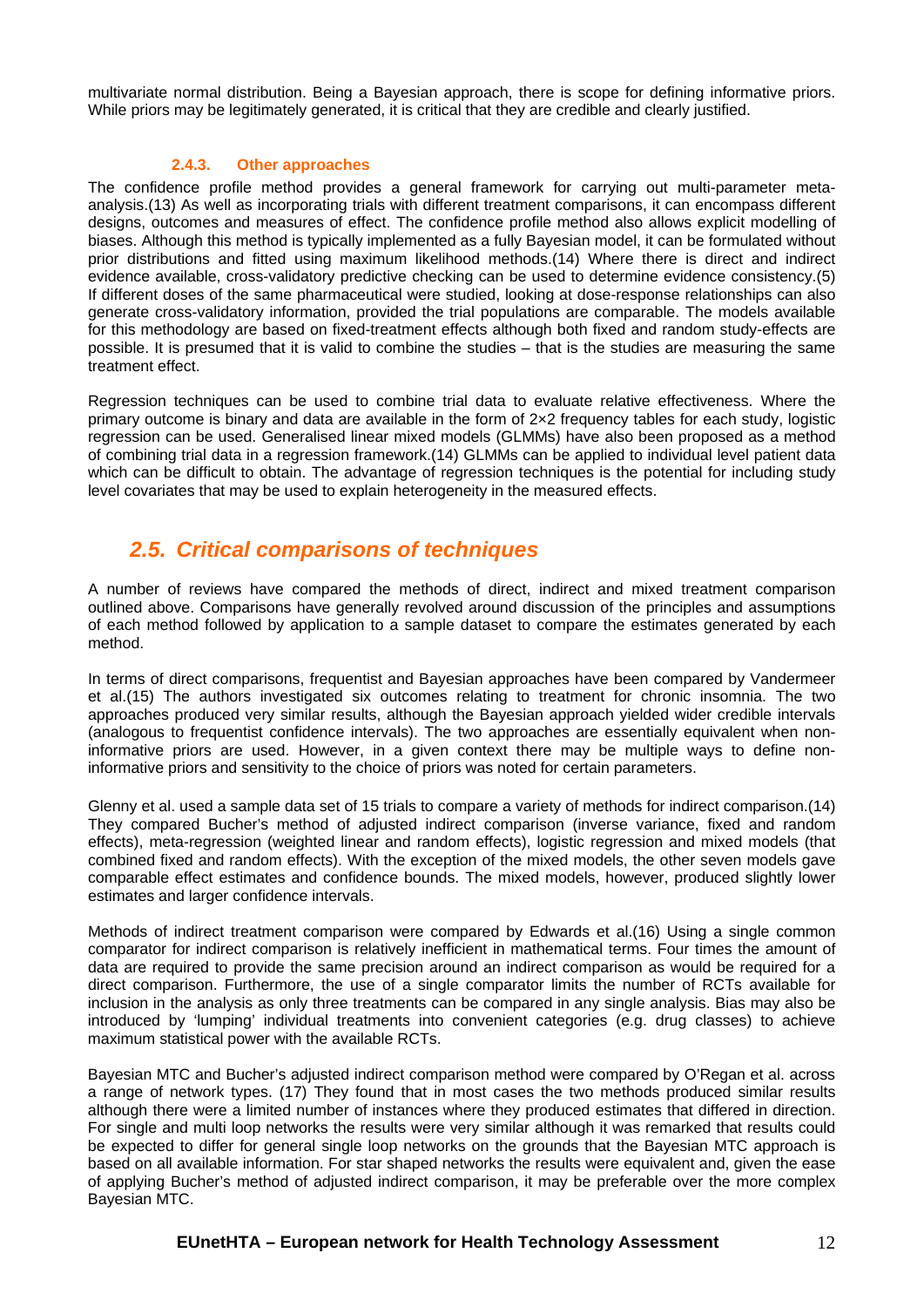multivariate normal distribution. Being a Bayesian approach, there is scope for defining informative priors. While priors may be legitimately generated, it is critical that they are credible and clearly justified.

#### 2.4.3. Other approaches

The confidence profile method provides a general framework for carrying out multi-parameter meta-analysis.(13) As well as incorporating trials with different treatment comparisons, it can encompass different designs, outcomes and measures of effect. The confidence profile method also allows explicit modelling of biases. Although this method is typically implemented as a fully Bayesian model, it can be formulated without prior distributions and fitted using maximum likelihood methods.(14) Where there is direct and indirect evidence available, cross-validatory predictive checking can be used to determine evidence consistency.(5) If different doses of the same pharmaceutical were studied, looking at dose-response relationships can also generate cross-validatory information, provided the trial populations are comparable. The models available for this methodology are based on fixed-treatment effects although both fixed and random study-effects are possible. It is presumed that it is valid to combine the studies – that is the studies are measuring the same treatment effect.

Regression techniques can be used to combine trial data to evaluate relative effectiveness. Where the primary outcome is binary and data are available in the form of 2×2 frequency tables for each study, logistic regression can be used. Generalised linear mixed models (GLMMs) have also been proposed as a method of combining trial data in a regression framework.(14) GLMMs can be applied to individual level patient data which can be difficult to obtain. The advantage of regression techniques is the potential for including study level covariates that may be used to explain heterogeneity in the measured effects.

## *2.5. Critical comparisons of techniques*

A number of reviews have compared the methods of direct, indirect and mixed treatment comparison outlined above. Comparisons have generally revolved around discussion of the principles and assumptions of each method followed by application to a sample dataset to compare the estimates generated by each method.

In terms of direct comparisons, frequentist and Bayesian approaches have been compared by Vandermeer et al.(15) The authors investigated six outcomes relating to treatment for chronic insomnia. The two approaches produced very similar results, although the Bayesian approach yielded wider credible intervals (analogous to frequentist confidence intervals). The two approaches are essentially equivalent when non-informative priors are used. However, in a given context there may be multiple ways to define non-informative priors and sensitivity to the choice of priors was noted for certain parameters.

Glenny et al. used a sample data set of 15 trials to compare a variety of methods for indirect comparison.(14) They compared Bucher's method of adjusted indirect comparison (inverse variance, fixed and random effects), meta-regression (weighted linear and random effects), logistic regression and mixed models (that combined fixed and random effects). With the exception of the mixed models, the other seven models gave comparable effect estimates and confidence bounds. The mixed models, however, produced slightly lower estimates and larger confidence intervals.

Methods of indirect treatment comparison were compared by Edwards et al.(16) Using a single common comparator for indirect comparison is relatively inefficient in mathematical terms. Four times the amount of data are required to provide the same precision around an indirect comparison as would be required for a direct comparison. Furthermore, the use of a single comparator limits the number of RCTs available for inclusion in the analysis as only three treatments can be compared in any single analysis. Bias may also be introduced by 'lumping' individual treatments into convenient categories (e.g. drug classes) to achieve maximum statistical power with the available RCTs.

Bayesian MTC and Bucher's adjusted indirect comparison method were compared by O'Regan et al. across a range of network types. (17) They found that in most cases the two methods produced similar results although there were a limited number of instances where they produced estimates that differed in direction. For single and multi loop networks the results were very similar although it was remarked that results could be expected to differ for general single loop networks on the grounds that the Bayesian MTC approach is based on all available information. For star shaped networks the results were equivalent and, given the ease of applying Bucher's method of adjusted indirect comparison, it may be preferable over the more complex Bayesian MTC.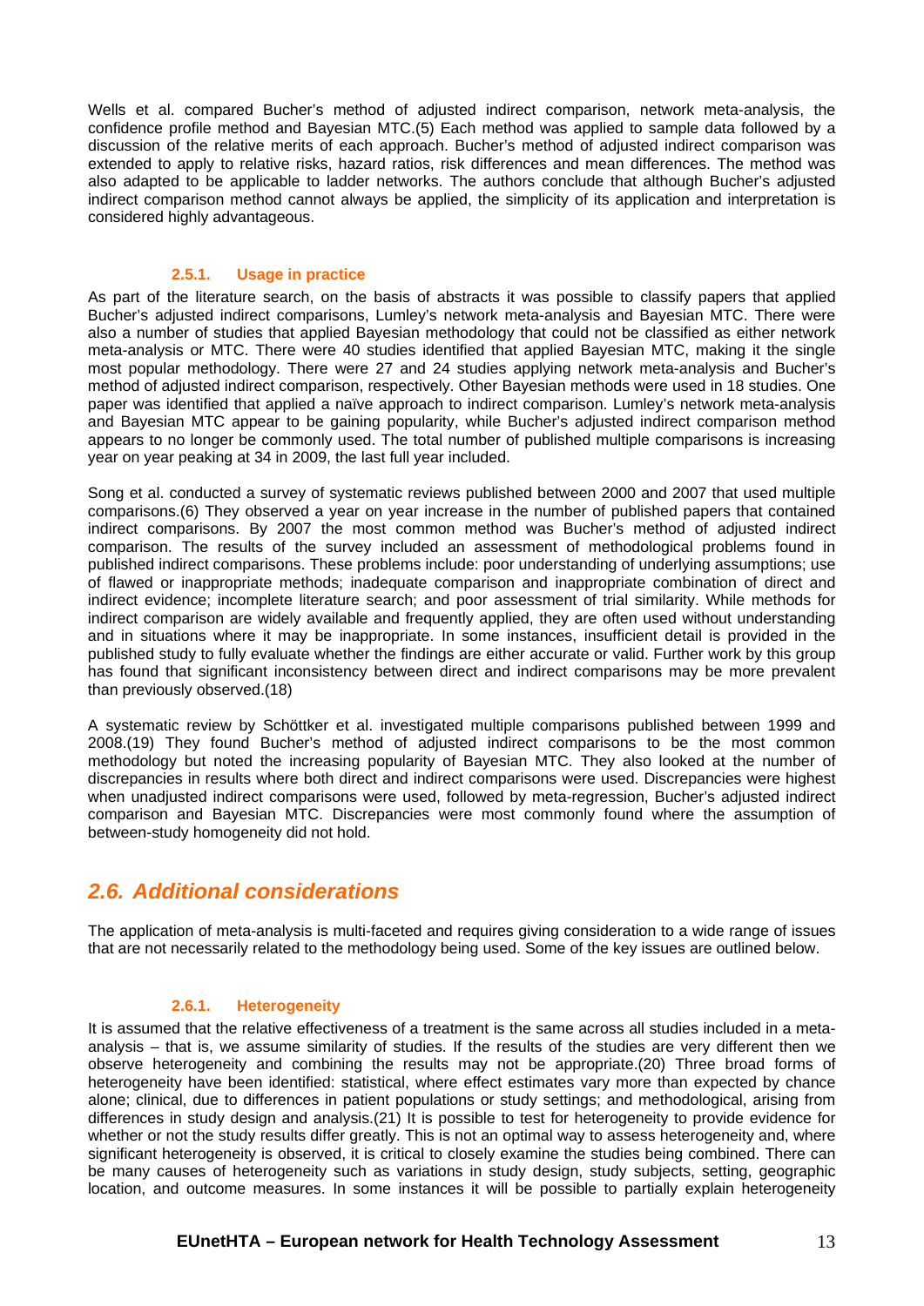Wells et al. compared Bucher's method of adjusted indirect comparison, network meta-analysis, the confidence profile method and Bayesian MTC.(5) Each method was applied to sample data followed by a discussion of the relative merits of each approach. Bucher's method of adjusted indirect comparison was extended to apply to relative risks, hazard ratios, risk differences and mean differences. The method was also adapted to be applicable to ladder networks. The authors conclude that although Bucher's adjusted indirect comparison method cannot always be applied, the simplicity of its application and interpretation is considered highly advantageous.

### 2.5.1. Usage in practice

As part of the literature search, on the basis of abstracts it was possible to classify papers that applied Bucher's adjusted indirect comparisons, Lumley's network meta-analysis and Bayesian MTC. There were also a number of studies that applied Bayesian methodology that could not be classified as either network meta-analysis or MTC. There were 40 studies identified that applied Bayesian MTC, making it the single most popular methodology. There were 27 and 24 studies applying network meta-analysis and Bucher's method of adjusted indirect comparison, respectively. Other Bayesian methods were used in 18 studies. One paper was identified that applied a naïve approach to indirect comparison. Lumley's network meta-analysis and Bayesian MTC appear to be gaining popularity, while Bucher's adjusted indirect comparison method appears to no longer be commonly used. The total number of published multiple comparisons is increasing year on year peaking at 34 in 2009, the last full year included.

Song et al. conducted a survey of systematic reviews published between 2000 and 2007 that used multiple comparisons.(6) They observed a year on year increase in the number of published papers that contained indirect comparisons. By 2007 the most common method was Bucher's method of adjusted indirect comparison. The results of the survey included an assessment of methodological problems found in published indirect comparisons. These problems include: poor understanding of underlying assumptions; use of flawed or inappropriate methods; inadequate comparison and inappropriate combination of direct and indirect evidence; incomplete literature search; and poor assessment of trial similarity. While methods for indirect comparison are widely available and frequently applied, they are often used without understanding and in situations where it may be inappropriate. In some instances, insufficient detail is provided in the published study to fully evaluate whether the findings are either accurate or valid. Further work by this group has found that significant inconsistency between direct and indirect comparisons may be more prevalent than previously observed.(18)

A systematic review by Schöttker et al. investigated multiple comparisons published between 1999 and 2008.(19) They found Bucher's method of adjusted indirect comparisons to be the most common methodology but noted the increasing popularity of Bayesian MTC. They also looked at the number of discrepancies in results where both direct and indirect comparisons were used. Discrepancies were highest when unadjusted indirect comparisons were used, followed by meta-regression, Bucher's adjusted indirect comparison and Bayesian MTC. Discrepancies were most commonly found where the assumption of between-study homogeneity did not hold.

## 2.6. Additional considerations

The application of meta-analysis is multi-faceted and requires giving consideration to a wide range of issues that are not necessarily related to the methodology being used. Some of the key issues are outlined below.

### 2.6.1. Heterogeneity

It is assumed that the relative effectiveness of a treatment is the same across all studies included in a meta-analysis – that is, we assume similarity of studies. If the results of the studies are very different then we observe heterogeneity and combining the results may not be appropriate.(20) Three broad forms of heterogeneity have been identified: statistical, where effect estimates vary more than expected by chance alone; clinical, due to differences in patient populations or study settings; and methodological, arising from differences in study design and analysis.(21) It is possible to test for heterogeneity to provide evidence for whether or not the study results differ greatly. This is not an optimal way to assess heterogeneity and, where significant heterogeneity is observed, it is critical to closely examine the studies being combined. There can be many causes of heterogeneity such as variations in study design, study subjects, setting, geographic location, and outcome measures. In some instances it will be possible to partially explain heterogeneity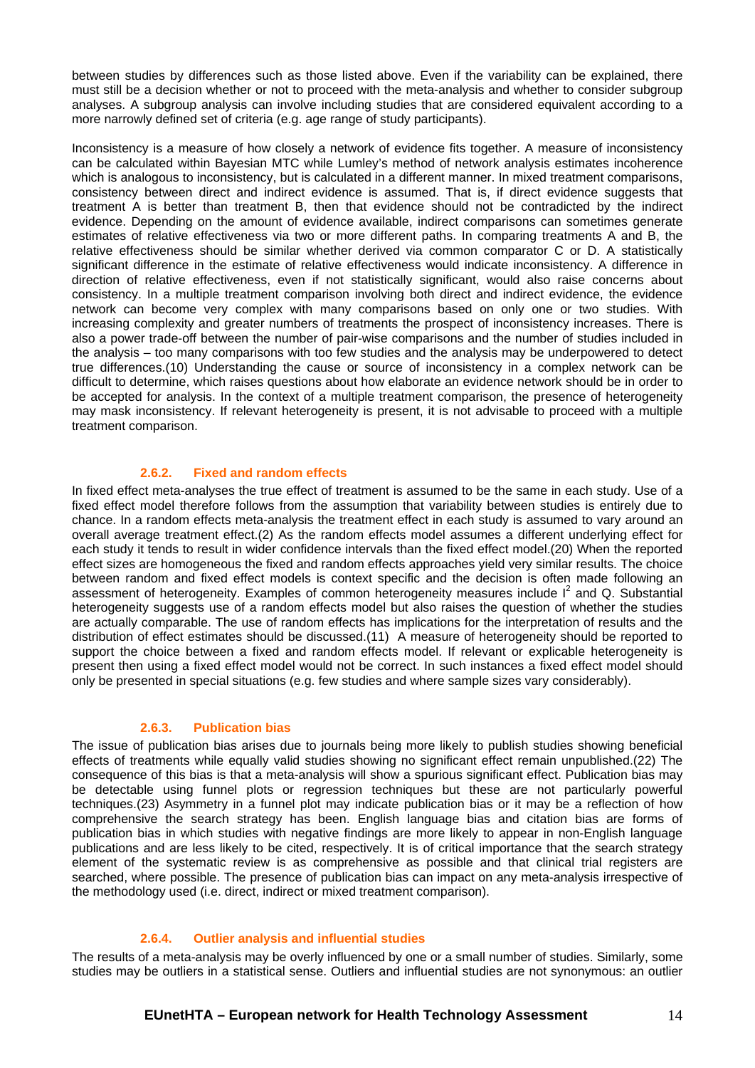between studies by differences such as those listed above. Even if the variability can be explained, there must still be a decision whether or not to proceed with the meta-analysis and whether to consider subgroup analyses. A subgroup analysis can involve including studies that are considered equivalent according to a more narrowly defined set of criteria (e.g. age range of study participants).

Inconsistency is a measure of how closely a network of evidence fits together. A measure of inconsistency can be calculated within Bayesian MTC while Lumley's method of network analysis estimates incoherence which is analogous to inconsistency, but is calculated in a different manner. In mixed treatment comparisons, consistency between direct and indirect evidence is assumed. That is, if direct evidence suggests that treatment A is better than treatment B, then that evidence should not be contradicted by the indirect evidence. Depending on the amount of evidence available, indirect comparisons can sometimes generate estimates of relative effectiveness via two or more different paths. In comparing treatments A and B, the relative effectiveness should be similar whether derived via common comparator C or D. A statistically significant difference in the estimate of relative effectiveness would indicate inconsistency. A difference in direction of relative effectiveness, even if not statistically significant, would also raise concerns about consistency. In a multiple treatment comparison involving both direct and indirect evidence, the evidence network can become very complex with many comparisons based on only one or two studies. With increasing complexity and greater numbers of treatments the prospect of inconsistency increases. There is also a power trade-off between the number of pair-wise comparisons and the number of studies included in the analysis – too many comparisons with too few studies and the analysis may be underpowered to detect true differences.(10) Understanding the cause or source of inconsistency in a complex network can be difficult to determine, which raises questions about how elaborate an evidence network should be in order to be accepted for analysis. In the context of a multiple treatment comparison, the presence of heterogeneity may mask inconsistency. If relevant heterogeneity is present, it is not advisable to proceed with a multiple treatment comparison.

### 2.6.2. Fixed and random effects

In fixed effect meta-analyses the true effect of treatment is assumed to be the same in each study. Use of a fixed effect model therefore follows from the assumption that variability between studies is entirely due to chance. In a random effects meta-analysis the treatment effect in each study is assumed to vary around an overall average treatment effect.(2) As the random effects model assumes a different underlying effect for each study it tends to result in wider confidence intervals than the fixed effect model.(20) When the reported effect sizes are homogeneous the fixed and random effects approaches yield very similar results. The choice between random and fixed effect models is context specific and the decision is often made following an assessment of heterogeneity. Examples of common heterogeneity measures include $I^2$ and Q. Substantial heterogeneity suggests use of a random effects model but also raises the question of whether the studies are actually comparable. The use of random effects has implications for the interpretation of results and the distribution of effect estimates should be discussed.(11) A measure of heterogeneity should be reported to support the choice between a fixed and random effects model. If relevant or explicable heterogeneity is present then using a fixed effect model would not be correct. In such instances a fixed effect model should only be presented in special situations (e.g. few studies and where sample sizes vary considerably).

### 2.6.3. Publication bias

The issue of publication bias arises due to journals being more likely to publish studies showing beneficial effects of treatments while equally valid studies showing no significant effect remain unpublished.(22) The consequence of this bias is that a meta-analysis will show a spurious significant effect. Publication bias may be detectable using funnel plots or regression techniques but these are not particularly powerful techniques.(23) Asymmetry in a funnel plot may indicate publication bias or it may be a reflection of how comprehensive the search strategy has been. English language bias and citation bias are forms of publication bias in which studies with negative findings are more likely to appear in non-English language publications and are less likely to be cited, respectively. It is of critical importance that the search strategy element of the systematic review is as comprehensive as possible and that clinical trial registers are searched, where possible. The presence of publication bias can impact on any meta-analysis irrespective of the methodology used (i.e. direct, indirect or mixed treatment comparison).

### 2.6.4. Outlier analysis and influential studies

The results of a meta-analysis may be overly influenced by one or a small number of studies. Similarly, some studies may be outliers in a statistical sense. Outliers and influential studies are not synonymous: an outlier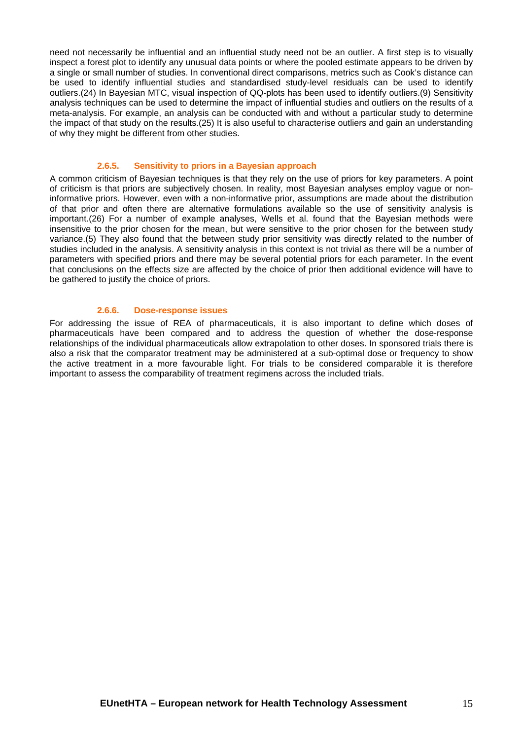need not necessarily be influential and an influential study need not be an outlier. A first step is to visually inspect a forest plot to identify any unusual data points or where the pooled estimate appears to be driven by a single or small number of studies. In conventional direct comparisons, metrics such as Cook's distance can be used to identify influential studies and standardised study-level residuals can be used to identify outliers.(24) In Bayesian MTC, visual inspection of QQ-plots has been used to identify outliers.(9) Sensitivity analysis techniques can be used to determine the impact of influential studies and outliers on the results of a meta-analysis. For example, an analysis can be conducted with and without a particular study to determine the impact of that study on the results.(25) It is also useful to characterise outliers and gain an understanding of why they might be different from other studies.

#### 2.6.5. Sensitivity to priors in a Bayesian approach

A common criticism of Bayesian techniques is that they rely on the use of priors for key parameters. A point of criticism is that priors are subjectively chosen. In reality, most Bayesian analyses employ vague or non-informative priors. However, even with a non-informative prior, assumptions are made about the distribution of that prior and often there are alternative formulations available so the use of sensitivity analysis is important.(26) For a number of example analyses, Wells et al. found that the Bayesian methods were insensitive to the prior chosen for the mean, but were sensitive to the prior chosen for the between study variance.(5) They also found that the between study prior sensitivity was directly related to the number of studies included in the analysis. A sensitivity analysis in this context is not trivial as there will be a number of parameters with specified priors and there may be several potential priors for each parameter. In the event that conclusions on the effects size are affected by the choice of prior then additional evidence will have to be gathered to justify the choice of priors.

#### 2.6.6. Dose-response issues

For addressing the issue of REA of pharmaceuticals, it is also important to define which doses of pharmaceuticals have been compared and to address the question of whether the dose-response relationships of the individual pharmaceuticals allow extrapolation to other doses. In sponsored trials there is also a risk that the comparator treatment may be administered at a sub-optimal dose or frequency to show the active treatment in a more favourable light. For trials to be considered comparable it is therefore important to assess the comparability of treatment regimens across the included trials.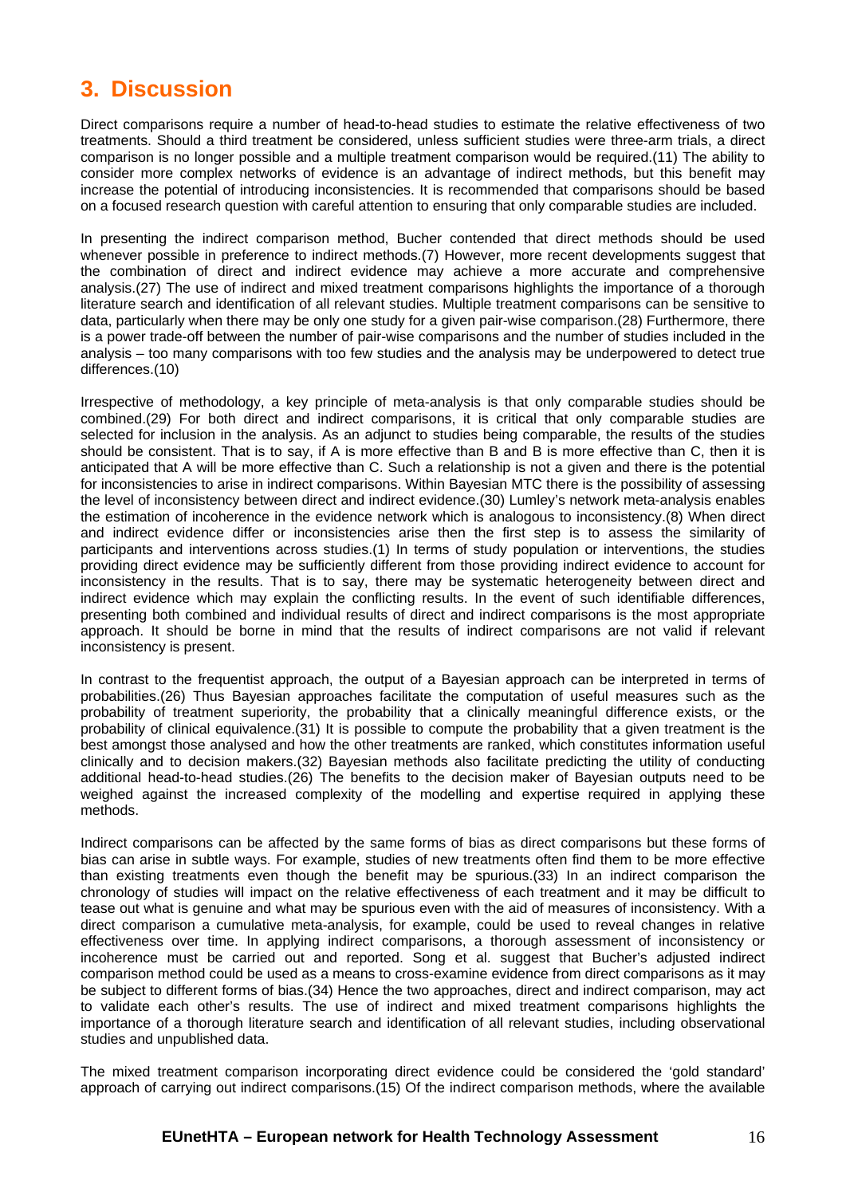# 3. Discussion

Direct comparisons require a number of head-to-head studies to estimate the relative effectiveness of two treatments. Should a third treatment be considered, unless sufficient studies were three-arm trials, a direct comparison is no longer possible and a multiple treatment comparison would be required.(11) The ability to consider more complex networks of evidence is an advantage of indirect methods, but this benefit may increase the potential of introducing inconsistencies. It is recommended that comparisons should be based on a focused research question with careful attention to ensuring that only comparable studies are included.

In presenting the indirect comparison method, Bucher contended that direct methods should be used whenever possible in preference to indirect methods.(7) However, more recent developments suggest that the combination of direct and indirect evidence may achieve a more accurate and comprehensive analysis.(27) The use of indirect and mixed treatment comparisons highlights the importance of a thorough literature search and identification of all relevant studies. Multiple treatment comparisons can be sensitive to data, particularly when there may be only one study for a given pair-wise comparison.(28) Furthermore, there is a power trade-off between the number of pair-wise comparisons and the number of studies included in the analysis – too many comparisons with too few studies and the analysis may be underpowered to detect true differences.(10)

Irrespective of methodology, a key principle of meta-analysis is that only comparable studies should be combined.(29) For both direct and indirect comparisons, it is critical that only comparable studies are selected for inclusion in the analysis. As an adjunct to studies being comparable, the results of the studies should be consistent. That is to say, if A is more effective than B and B is more effective than C, then it is anticipated that A will be more effective than C. Such a relationship is not a given and there is the potential for inconsistencies to arise in indirect comparisons. Within Bayesian MTC there is the possibility of assessing the level of inconsistency between direct and indirect evidence.(30) Lumley's network meta-analysis enables the estimation of incoherence in the evidence network which is analogous to inconsistency.(8) When direct and indirect evidence differ or inconsistencies arise then the first step is to assess the similarity of participants and interventions across studies.(1) In terms of study population or interventions, the studies providing direct evidence may be sufficiently different from those providing indirect evidence to account for inconsistency in the results. That is to say, there may be systematic heterogeneity between direct and indirect evidence which may explain the conflicting results. In the event of such identifiable differences, presenting both combined and individual results of direct and indirect comparisons is the most appropriate approach. It should be borne in mind that the results of indirect comparisons are not valid if relevant inconsistency is present.

In contrast to the frequentist approach, the output of a Bayesian approach can be interpreted in terms of probabilities.(26) Thus Bayesian approaches facilitate the computation of useful measures such as the probability of treatment superiority, the probability that a clinically meaningful difference exists, or the probability of clinical equivalence.(31) It is possible to compute the probability that a given treatment is the best amongst those analysed and how the other treatments are ranked, which constitutes information useful clinically and to decision makers.(32) Bayesian methods also facilitate predicting the utility of conducting additional head-to-head studies.(26) The benefits to the decision maker of Bayesian outputs need to be weighed against the increased complexity of the modelling and expertise required in applying these methods.

Indirect comparisons can be affected by the same forms of bias as direct comparisons but these forms of bias can arise in subtle ways. For example, studies of new treatments often find them to be more effective than existing treatments even though the benefit may be spurious.(33) In an indirect comparison the chronology of studies will impact on the relative effectiveness of each treatment and it may be difficult to tease out what is genuine and what may be spurious even with the aid of measures of inconsistency. With a direct comparison a cumulative meta-analysis, for example, could be used to reveal changes in relative effectiveness over time. In applying indirect comparisons, a thorough assessment of inconsistency or incoherence must be carried out and reported. Song et al. suggest that Bucher's adjusted indirect comparison method could be used as a means to cross-examine evidence from direct comparisons as it may be subject to different forms of bias.(34) Hence the two approaches, direct and indirect comparison, may act to validate each other's results. The use of indirect and mixed treatment comparisons highlights the importance of a thorough literature search and identification of all relevant studies, including observational studies and unpublished data.

The mixed treatment comparison incorporating direct evidence could be considered the 'gold standard' approach of carrying out indirect comparisons.(15) Of the indirect comparison methods, where the available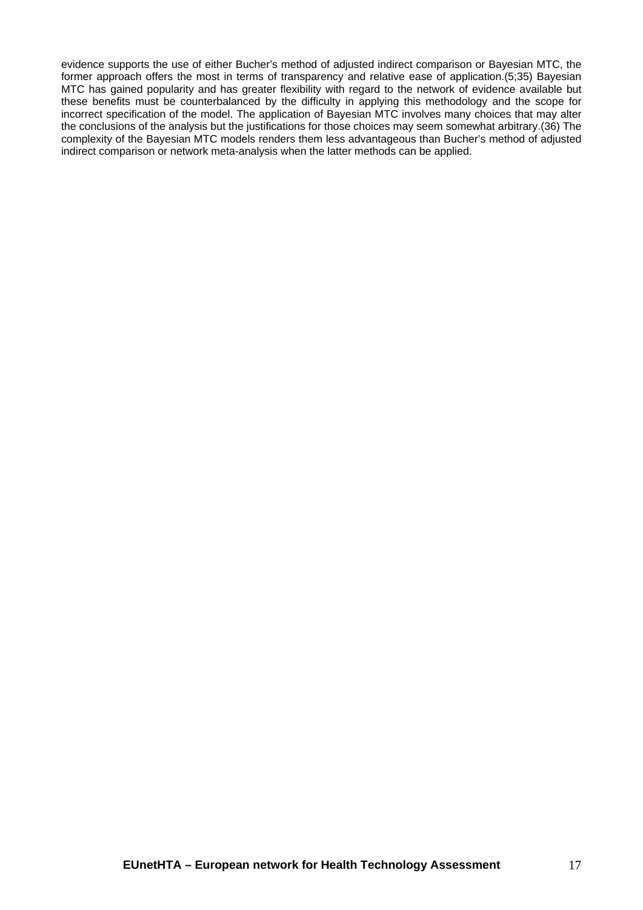evidence supports the use of either Bucher's method of adjusted indirect comparison or Bayesian MTC, the former approach offers the most in terms of transparency and relative ease of application.(5;35) Bayesian MTC has gained popularity and has greater flexibility with regard to the network of evidence available but these benefits must be counterbalanced by the difficulty in applying this methodology and the scope for incorrect specification of the model. The application of Bayesian MTC involves many choices that may alter the conclusions of the analysis but the justifications for those choices may seem somewhat arbitrary.(36) The complexity of the Bayesian MTC models renders them less advantageous than Bucher's method of adjusted indirect comparison or network meta-analysis when the latter methods can be applied.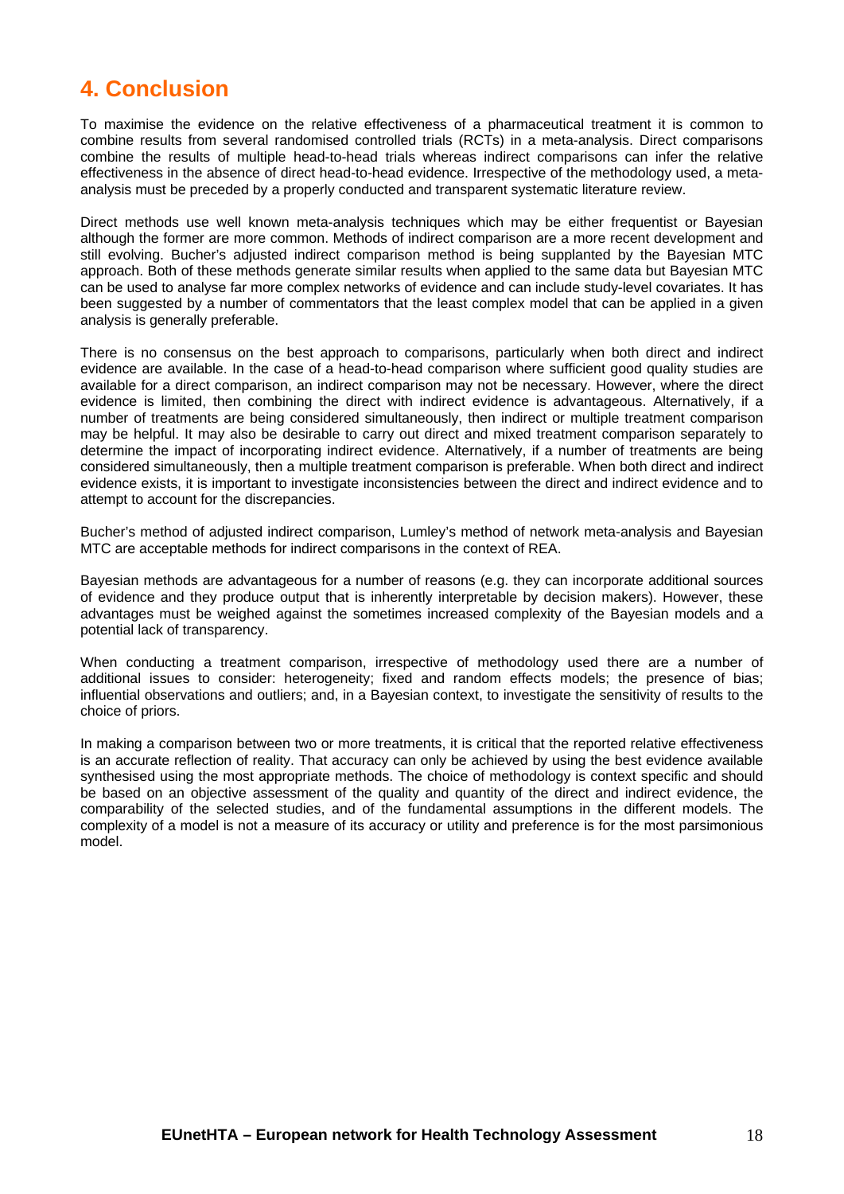# 4. Conclusion

To maximise the evidence on the relative effectiveness of a pharmaceutical treatment it is common to combine results from several randomised controlled trials (RCTs) in a meta-analysis. Direct comparisons combine the results of multiple head-to-head trials whereas indirect comparisons can infer the relative effectiveness in the absence of direct head-to-head evidence. Irrespective of the methodology used, a meta-analysis must be preceded by a properly conducted and transparent systematic literature review.

Direct methods use well known meta-analysis techniques which may be either frequentist or Bayesian although the former are more common. Methods of indirect comparison are a more recent development and still evolving. Bucher's adjusted indirect comparison method is being supplanted by the Bayesian MTC approach. Both of these methods generate similar results when applied to the same data but Bayesian MTC can be used to analyse far more complex networks of evidence and can include study-level covariates. It has been suggested by a number of commentators that the least complex model that can be applied in a given analysis is generally preferable.

There is no consensus on the best approach to comparisons, particularly when both direct and indirect evidence are available. In the case of a head-to-head comparison where sufficient good quality studies are available for a direct comparison, an indirect comparison may not be necessary. However, where the direct evidence is limited, then combining the direct with indirect evidence is advantageous. Alternatively, if a number of treatments are being considered simultaneously, then indirect or multiple treatment comparison may be helpful. It may also be desirable to carry out direct and mixed treatment comparison separately to determine the impact of incorporating indirect evidence. Alternatively, if a number of treatments are being considered simultaneously, then a multiple treatment comparison is preferable. When both direct and indirect evidence exists, it is important to investigate inconsistencies between the direct and indirect evidence and to attempt to account for the discrepancies.

Bucher's method of adjusted indirect comparison, Lumley's method of network meta-analysis and Bayesian MTC are acceptable methods for indirect comparisons in the context of REA.

Bayesian methods are advantageous for a number of reasons (e.g. they can incorporate additional sources of evidence and they produce output that is inherently interpretable by decision makers). However, these advantages must be weighed against the sometimes increased complexity of the Bayesian models and a potential lack of transparency.

When conducting a treatment comparison, irrespective of methodology used there are a number of additional issues to consider: heterogeneity; fixed and random effects models; the presence of bias; influential observations and outliers; and, in a Bayesian context, to investigate the sensitivity of results to the choice of priors.

In making a comparison between two or more treatments, it is critical that the reported relative effectiveness is an accurate reflection of reality. That accuracy can only be achieved by using the best evidence available synthesised using the most appropriate methods. The choice of methodology is context specific and should be based on an objective assessment of the quality and quantity of the direct and indirect evidence, the comparability of the selected studies, and of the fundamental assumptions in the different models. The complexity of a model is not a measure of its accuracy or utility and preference is for the most parsimonious model.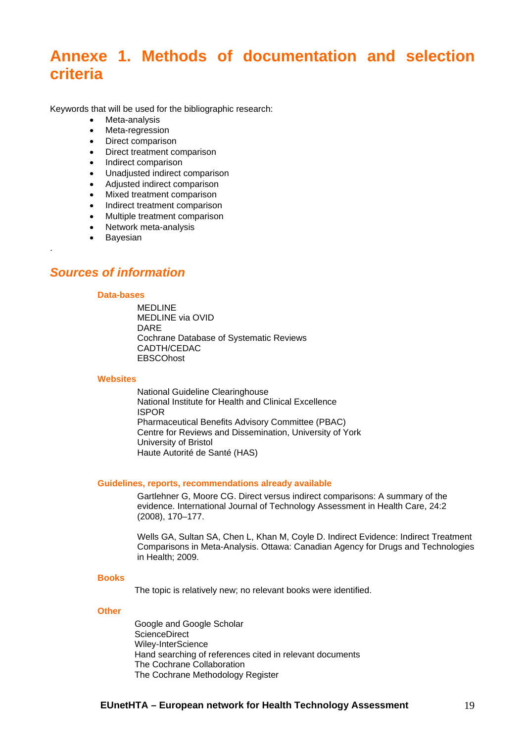# Annexe 1. Methods of documentation and selection criteria

Keywords that will be used for the bibliographic research:

- Meta-analysis
- Meta-regression
- Direct comparison
- Direct treatment comparison
- Indirect comparison
- Unadjusted indirect comparison
- Adjusted indirect comparison
- Mixed treatment comparison
- Indirect treatment comparison
- Multiple treatment comparison
- Network meta-analysis
- Bayesian

.

## *Sources of information*

### Data-bases

MEDLINE
MEDLINE via OVID
DARE
Cochrane Database of Systematic Reviews
CADTH/CEDAC
EBSCOhost

### Websites

National Guideline Clearinghouse
National Institute for Health and Clinical Excellence
ISPOR
Pharmaceutical Benefits Advisory Committee (PBAC)
Centre for Reviews and Dissemination, University of York
University of Bristol
Haute Autorité de Santé (HAS)

### Guidelines, reports, recommendations already available

Gartlehner G, Moore CG. Direct versus indirect comparisons: A summary of the evidence. International Journal of Technology Assessment in Health Care, 24:2 (2008), 170–177.

Wells GA, Sultan SA, Chen L, Khan M, Coyle D. Indirect Evidence: Indirect Treatment Comparisons in Meta-Analysis. Ottawa: Canadian Agency for Drugs and Technologies in Health; 2009.

### Books

The topic is relatively new; no relevant books were identified.

### Other

Google and Google Scholar
ScienceDirect
Wiley-InterScience
Hand searching of references cited in relevant documents
The Cochrane Collaboration
The Cochrane Methodology Register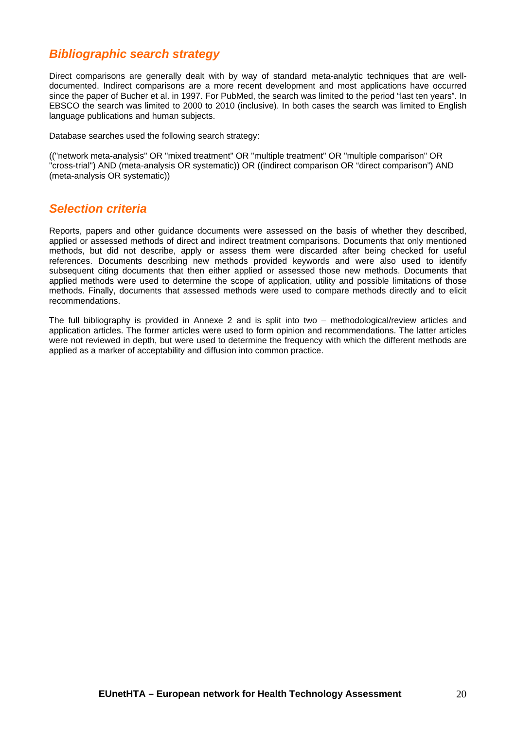## *Bibliographic search strategy*

Direct comparisons are generally dealt with by way of standard meta-analytic techniques that are well-documented. Indirect comparisons are a more recent development and most applications have occurred since the paper of Bucher et al. in 1997. For PubMed, the search was limited to the period "last ten years". In EBSCO the search was limited to 2000 to 2010 (inclusive). In both cases the search was limited to English language publications and human subjects.

Database searches used the following search strategy:

(("network meta-analysis" OR "mixed treatment" OR "multiple treatment" OR "multiple comparison" OR "cross-trial") AND (meta-analysis OR systematic)) OR ((indirect comparison OR "direct comparison") AND (meta-analysis OR systematic))

## *Selection criteria*

Reports, papers and other guidance documents were assessed on the basis of whether they described, applied or assessed methods of direct and indirect treatment comparisons. Documents that only mentioned methods, but did not describe, apply or assess them were discarded after being checked for useful references. Documents describing new methods provided keywords and were also used to identify subsequent citing documents that then either applied or assessed those new methods. Documents that applied methods were used to determine the scope of application, utility and possible limitations of those methods. Finally, documents that assessed methods were used to compare methods directly and to elicit recommendations.

The full bibliography is provided in Annexe 2 and is split into two – methodological/review articles and application articles. The former articles were used to form opinion and recommendations. The latter articles were not reviewed in depth, but were used to determine the frequency with which the different methods are applied as a marker of acceptability and diffusion into common practice.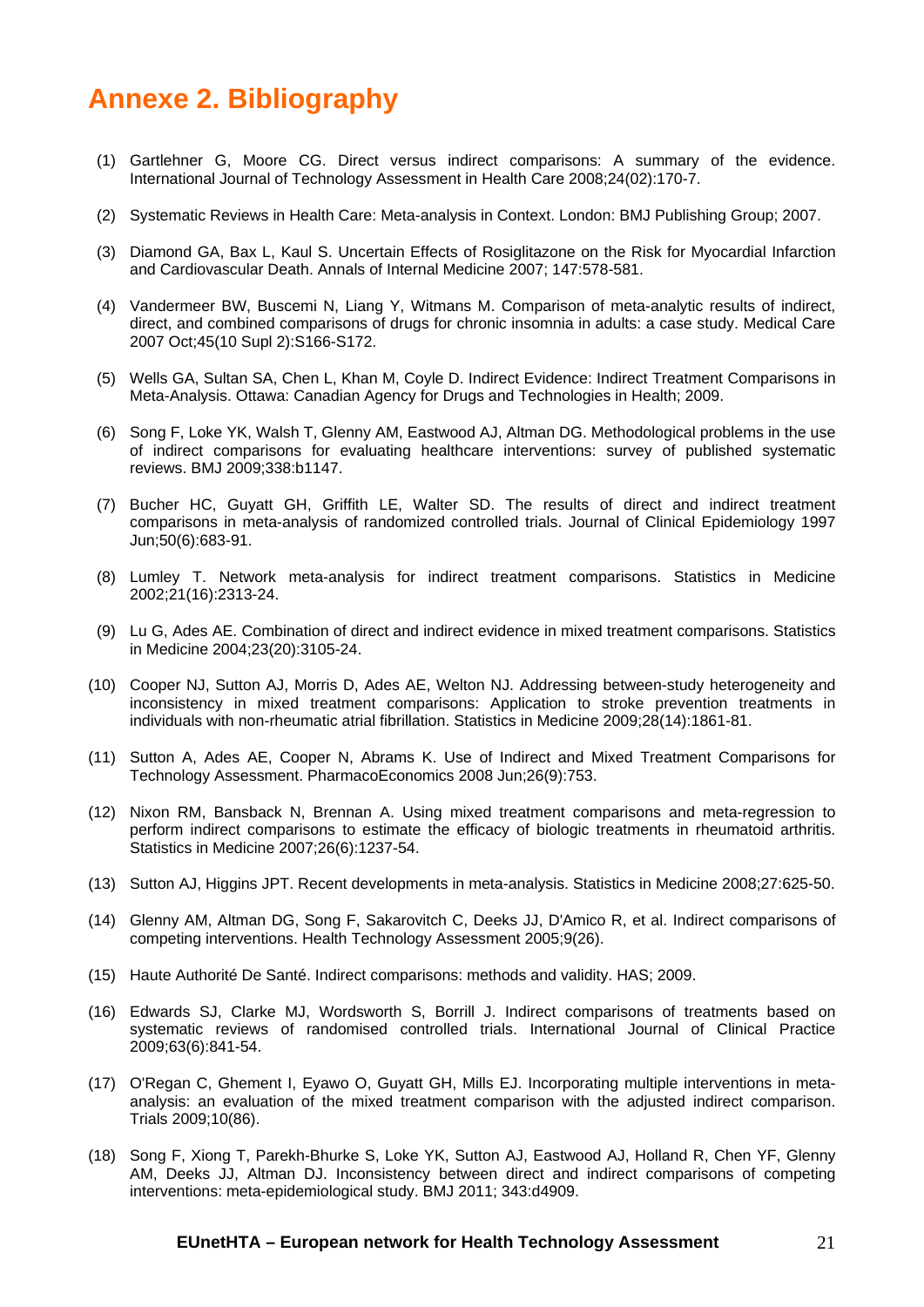# Annexe 2. Bibliography

(1) Gartlehner G, Moore CG. Direct versus indirect comparisons: A summary of the evidence. International Journal of Technology Assessment in Health Care 2008;24(02):170-7.

(2) Systematic Reviews in Health Care: Meta-analysis in Context. London: BMJ Publishing Group; 2007.

(3) Diamond GA, Bax L, Kaul S. Uncertain Effects of Rosiglitazone on the Risk for Myocardial Infarction and Cardiovascular Death. Annals of Internal Medicine 2007; 147:578-581.

(4) Vandermeer BW, Buscemi N, Liang Y, Witmans M. Comparison of meta-analytic results of indirect, direct, and combined comparisons of drugs for chronic insomnia in adults: a case study. Medical Care 2007 Oct;45(10 Supl 2):S166-S172.

(5) Wells GA, Sultan SA, Chen L, Khan M, Coyle D. Indirect Evidence: Indirect Treatment Comparisons in Meta-Analysis. Ottawa: Canadian Agency for Drugs and Technologies in Health; 2009.

(6) Song F, Loke YK, Walsh T, Glenny AM, Eastwood AJ, Altman DG. Methodological problems in the use of indirect comparisons for evaluating healthcare interventions: survey of published systematic reviews. BMJ 2009;338:b1147.

(7) Bucher HC, Guyatt GH, Griffith LE, Walter SD. The results of direct and indirect treatment comparisons in meta-analysis of randomized controlled trials. Journal of Clinical Epidemiology 1997 Jun;50(6):683-91.

(8) Lumley T. Network meta-analysis for indirect treatment comparisons. Statistics in Medicine 2002;21(16):2313-24.

(9) Lu G, Ades AE. Combination of direct and indirect evidence in mixed treatment comparisons. Statistics in Medicine 2004;23(20):3105-24.

(10) Cooper NJ, Sutton AJ, Morris D, Ades AE, Welton NJ. Addressing between-study heterogeneity and inconsistency in mixed treatment comparisons: Application to stroke prevention treatments in individuals with non-rheumatic atrial fibrillation. Statistics in Medicine 2009;28(14):1861-81.

(11) Sutton A, Ades AE, Cooper N, Abrams K. Use of Indirect and Mixed Treatment Comparisons for Technology Assessment. PharmacoEconomics 2008 Jun;26(9):753.

(12) Nixon RM, Bansback N, Brennan A. Using mixed treatment comparisons and meta-regression to perform indirect comparisons to estimate the efficacy of biologic treatments in rheumatoid arthritis. Statistics in Medicine 2007;26(6):1237-54.

(13) Sutton AJ, Higgins JPT. Recent developments in meta-analysis. Statistics in Medicine 2008;27:625-50.

(14) Glenny AM, Altman DG, Song F, Sakarovitch C, Deeks JJ, D'Amico R, et al. Indirect comparisons of competing interventions. Health Technology Assessment 2005;9(26).

(15) Haute Authorité De Santé. Indirect comparisons: methods and validity. HAS; 2009.

(16) Edwards SJ, Clarke MJ, Wordsworth S, Borrill J. Indirect comparisons of treatments based on systematic reviews of randomised controlled trials. International Journal of Clinical Practice 2009;63(6):841-54.

(17) O'Regan C, Ghement I, Eyawo O, Guyatt GH, Mills EJ. Incorporating multiple interventions in meta-analysis: an evaluation of the mixed treatment comparison with the adjusted indirect comparison. Trials 2009;10(86).

(18) Song F, Xiong T, Parekh-Bhurke S, Loke YK, Sutton AJ, Eastwood AJ, Holland R, Chen YF, Glenny AM, Deeks JJ, Altman DJ. Inconsistency between direct and indirect comparisons of competing interventions: meta-epidemiological study. BMJ 2011; 343:d4909.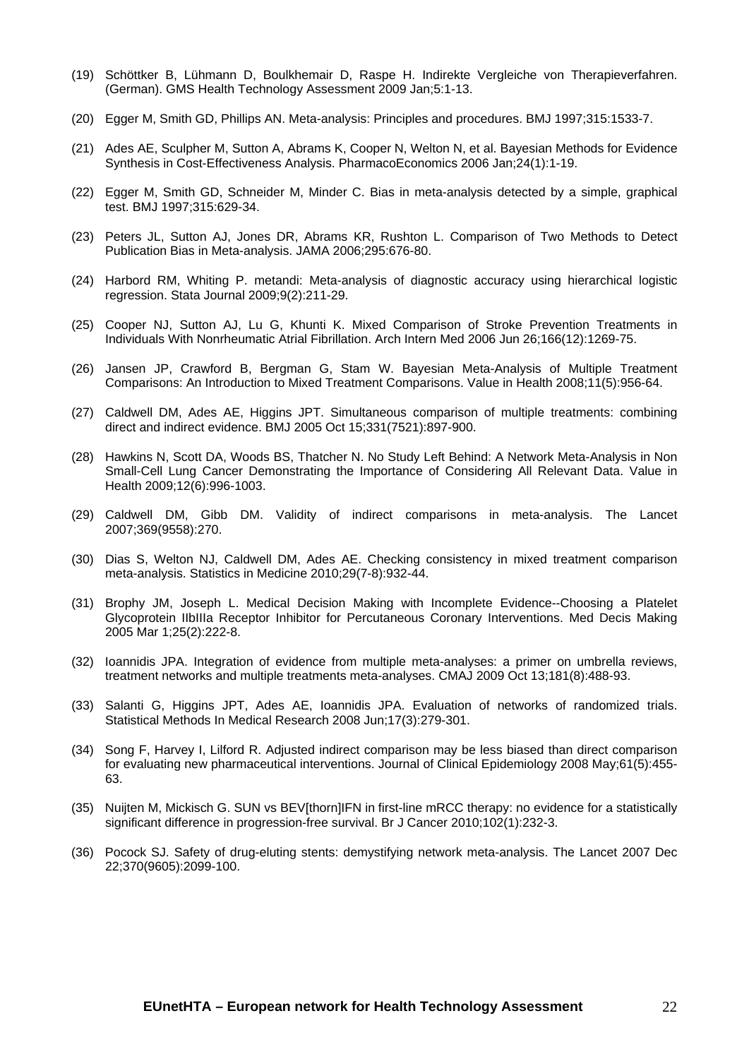(19) Schöttker B, Lühmann D, Boulkhemair D, Raspe H. Indirekte Vergleiche von Therapieverfahren. (German). GMS Health Technology Assessment 2009 Jan;5:1-13.

(20) Egger M, Smith GD, Phillips AN. Meta-analysis: Principles and procedures. BMJ 1997;315:1533-7.

(21) Ades AE, Sculpher M, Sutton A, Abrams K, Cooper N, Welton N, et al. Bayesian Methods for Evidence Synthesis in Cost-Effectiveness Analysis. PharmacoEconomics 2006 Jan;24(1):1-19.

(22) Egger M, Smith GD, Schneider M, Minder C. Bias in meta-analysis detected by a simple, graphical test. BMJ 1997;315:629-34.

(23) Peters JL, Sutton AJ, Jones DR, Abrams KR, Rushton L. Comparison of Two Methods to Detect Publication Bias in Meta-analysis. JAMA 2006;295:676-80.

(24) Harbord RM, Whiting P. metandi: Meta-analysis of diagnostic accuracy using hierarchical logistic regression. Stata Journal 2009;9(2):211-29.

(25) Cooper NJ, Sutton AJ, Lu G, Khunti K. Mixed Comparison of Stroke Prevention Treatments in Individuals With Nonrheumatic Atrial Fibrillation. Arch Intern Med 2006 Jun 26;166(12):1269-75.

(26) Jansen JP, Crawford B, Bergman G, Stam W. Bayesian Meta-Analysis of Multiple Treatment Comparisons: An Introduction to Mixed Treatment Comparisons. Value in Health 2008;11(5):956-64.

(27) Caldwell DM, Ades AE, Higgins JPT. Simultaneous comparison of multiple treatments: combining direct and indirect evidence. BMJ 2005 Oct 15;331(7521):897-900.

(28) Hawkins N, Scott DA, Woods BS, Thatcher N. No Study Left Behind: A Network Meta-Analysis in Non Small-Cell Lung Cancer Demonstrating the Importance of Considering All Relevant Data. Value in Health 2009;12(6):996-1003.

(29) Caldwell DM, Gibb DM. Validity of indirect comparisons in meta-analysis. The Lancet 2007;369(9558):270.

(30) Dias S, Welton NJ, Caldwell DM, Ades AE. Checking consistency in mixed treatment comparison meta-analysis. Statistics in Medicine 2010;29(7-8):932-44.

(31) Brophy JM, Joseph L. Medical Decision Making with Incomplete Evidence--Choosing a Platelet Glycoprotein IIbIIIa Receptor Inhibitor for Percutaneous Coronary Interventions. Med Decis Making 2005 Mar 1;25(2):222-8.

(32) Ioannidis JPA. Integration of evidence from multiple meta-analyses: a primer on umbrella reviews, treatment networks and multiple treatments meta-analyses. CMAJ 2009 Oct 13;181(8):488-93.

(33) Salanti G, Higgins JPT, Ades AE, Ioannidis JPA. Evaluation of networks of randomized trials. Statistical Methods In Medical Research 2008 Jun;17(3):279-301.

(34) Song F, Harvey I, Lilford R. Adjusted indirect comparison may be less biased than direct comparison for evaluating new pharmaceutical interventions. Journal of Clinical Epidemiology 2008 May;61(5):455-63.

(35) Nuijten M, Mickisch G. SUN vs BEV[thorn]IFN in first-line mRCC therapy: no evidence for a statistically significant difference in progression-free survival. Br J Cancer 2010;102(1):232-3.

(36) Pocock SJ. Safety of drug-eluting stents: demystifying network meta-analysis. The Lancet 2007 Dec 22;370(9605):2099-100.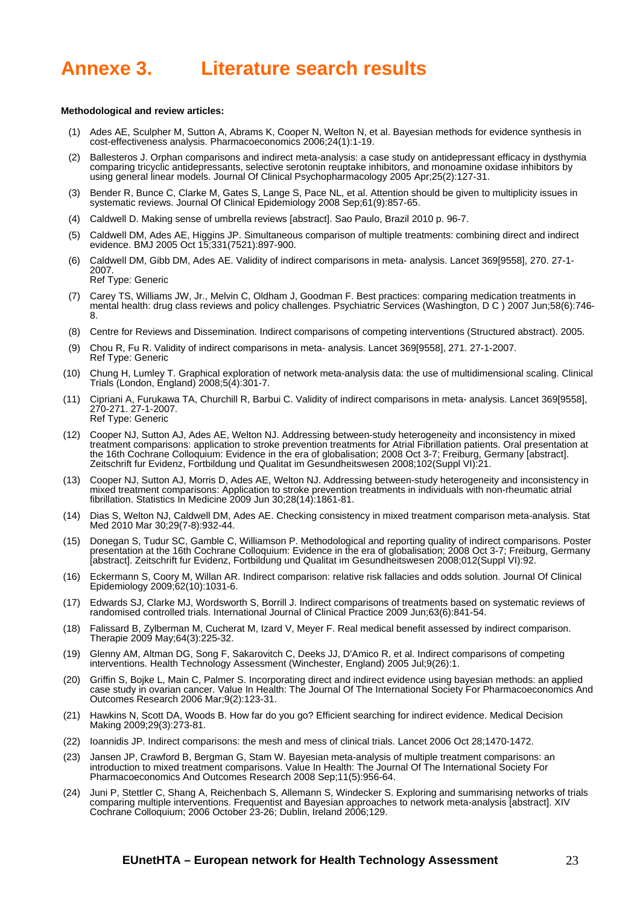# Annexe 3. Literature search results

**Methodological and review articles:**

(1) Ades AE, Sculpher M, Sutton A, Abrams K, Cooper N, Welton N, et al. Bayesian methods for evidence synthesis in cost-effectiveness analysis. Pharmacoeconomics 2006;24(1):1-19.

(2) Ballesteros J. Orphan comparisons and indirect meta-analysis: a case study on antidepressant efficacy in dysthymia comparing tricyclic antidepressants, selective serotonin reuptake inhibitors, and monoamine oxidase inhibitors by using general linear models. Journal Of Clinical Psychopharmacology 2005 Apr;25(2):127-31.

(3) Bender R, Bunce C, Clarke M, Gates S, Lange S, Pace NL, et al. Attention should be given to multiplicity issues in systematic reviews. Journal Of Clinical Epidemiology 2008 Sep;61(9):857-65.

(4) Caldwell D. Making sense of umbrella reviews [abstract]. Sao Paulo, Brazil 2010 p. 96-7.

(5) Caldwell DM, Ades AE, Higgins JP. Simultaneous comparison of multiple treatments: combining direct and indirect evidence. BMJ 2005 Oct 15;331(7521):897-900.

(6) Caldwell DM, Gibb DM, Ades AE. Validity of indirect comparisons in meta- analysis. Lancet 369[9558], 270. 27-1-2007.
Ref Type: Generic

(7) Carey TS, Williams JW, Jr., Melvin C, Oldham J, Goodman F. Best practices: comparing medication treatments in mental health: drug class reviews and policy challenges. Psychiatric Services (Washington, D C ) 2007 Jun;58(6):746-8.

(8) Centre for Reviews and Dissemination. Indirect comparisons of competing interventions (Structured abstract). 2005.

(9) Chou R, Fu R. Validity of indirect comparisons in meta- analysis. Lancet 369[9558], 271. 27-1-2007.
Ref Type: Generic

(10) Chung H, Lumley T. Graphical exploration of network meta-analysis data: the use of multidimensional scaling. Clinical Trials (London, England) 2008;5(4):301-7.

(11) Cipriani A, Furukawa TA, Churchill R, Barbui C. Validity of indirect comparisons in meta- analysis. Lancet 369[9558], 270-271. 27-1-2007.
Ref Type: Generic

(12) Cooper NJ, Sutton AJ, Ades AE, Welton NJ. Addressing between-study heterogeneity and inconsistency in mixed treatment comparisons: application to stroke prevention treatments for Atrial Fibrillation patients. Oral presentation at the 16th Cochrane Colloquium: Evidence in the era of globalisation; 2008 Oct 3-7; Freiburg, Germany [abstract]. Zeitschrift fur Evidenz, Fortbildung und Qualitat im Gesundheitswesen 2008;102(Suppl VI):21.

(13) Cooper NJ, Sutton AJ, Morris D, Ades AE, Welton NJ. Addressing between-study heterogeneity and inconsistency in mixed treatment comparisons: Application to stroke prevention treatments in individuals with non-rheumatic atrial fibrillation. Statistics In Medicine 2009 Jun 30;28(14):1861-81.

(14) Dias S, Welton NJ, Caldwell DM, Ades AE. Checking consistency in mixed treatment comparison meta-analysis. Stat Med 2010 Mar 30;29(7-8):932-44.

(15) Donegan S, Tudur SC, Gamble C, Williamson P. Methodological and reporting quality of indirect comparisons. Poster presentation at the 16th Cochrane Colloquium: Evidence in the era of globalisation; 2008 Oct 3-7; Freiburg, Germany [abstract]. Zeitschrift fur Evidenz, Fortbildung und Qualitat im Gesundheitswesen 2008;012(Suppl VI):92.

(16) Eckermann S, Coory M, Willan AR. Indirect comparison: relative risk fallacies and odds solution. Journal Of Clinical Epidemiology 2009;62(10):1031-6.

(17) Edwards SJ, Clarke MJ, Wordsworth S, Borrill J. Indirect comparisons of treatments based on systematic reviews of randomised controlled trials. International Journal of Clinical Practice 2009 Jun;63(6):841-54.

(18) Falissard B, Zylberman M, Cucherat M, Izard V, Meyer F. Real medical benefit assessed by indirect comparison. Therapie 2009 May;64(3):225-32.

(19) Glenny AM, Altman DG, Song F, Sakarovitch C, Deeks JJ, D'Amico R, et al. Indirect comparisons of competing interventions. Health Technology Assessment (Winchester, England) 2005 Jul;9(26):1.

(20) Griffin S, Bojke L, Main C, Palmer S. Incorporating direct and indirect evidence using bayesian methods: an applied case study in ovarian cancer. Value In Health: The Journal Of The International Society For Pharmacoeconomics And Outcomes Research 2006 Mar;9(2):123-31.

(21) Hawkins N, Scott DA, Woods B. How far do you go? Efficient searching for indirect evidence. Medical Decision Making 2009;29(3):273-81.

(22) Ioannidis JP. Indirect comparisons: the mesh and mess of clinical trials. Lancet 2006 Oct 28;1470-1472.

(23) Jansen JP, Crawford B, Bergman G, Stam W. Bayesian meta-analysis of multiple treatment comparisons: an introduction to mixed treatment comparisons. Value In Health: The Journal Of The International Society For Pharmacoeconomics And Outcomes Research 2008 Sep;11(5):956-64.

(24) Juni P, Stettler C, Shang A, Reichenbach S, Allemann S, Windecker S. Exploring and summarising networks of trials comparing multiple interventions. Frequentist and Bayesian approaches to network meta-analysis [abstract]. XIV Cochrane Colloquium; 2006 October 23-26; Dublin, Ireland 2006;129.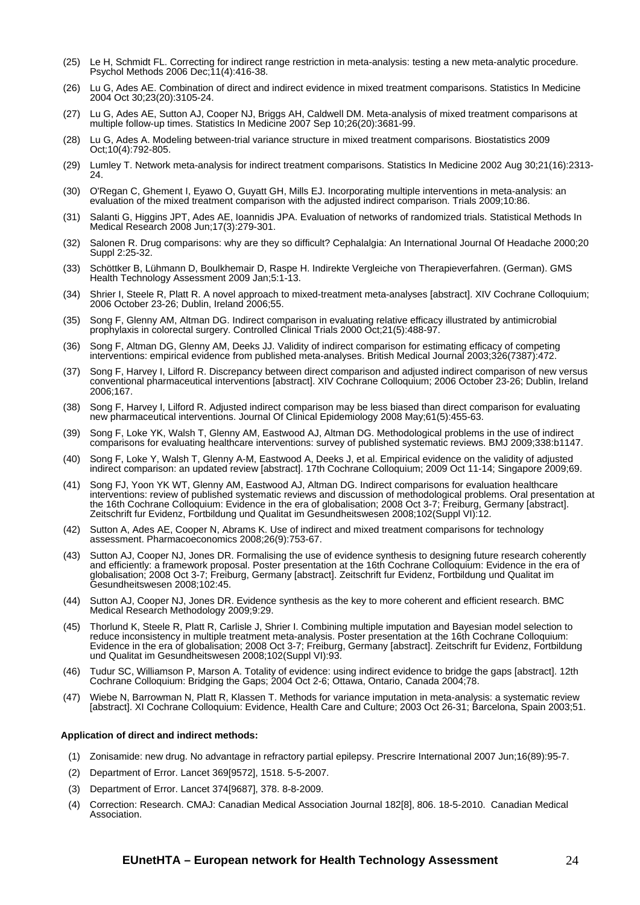(25) Le H, Schmidt FL. Correcting for indirect range restriction in meta-analysis: testing a new meta-analytic procedure. Psychol Methods 2006 Dec;11(4):416-38.

(26) Lu G, Ades AE. Combination of direct and indirect evidence in mixed treatment comparisons. Statistics In Medicine 2004 Oct 30;23(20):3105-24.

(27) Lu G, Ades AE, Sutton AJ, Cooper NJ, Briggs AH, Caldwell DM. Meta-analysis of mixed treatment comparisons at multiple follow-up times. Statistics In Medicine 2007 Sep 10;26(20):3681-99.

(28) Lu G, Ades A. Modeling between-trial variance structure in mixed treatment comparisons. Biostatistics 2009 Oct;10(4):792-805.

(29) Lumley T. Network meta-analysis for indirect treatment comparisons. Statistics In Medicine 2002 Aug 30;21(16):2313-24.

(30) O'Regan C, Ghement I, Eyawo O, Guyatt GH, Mills EJ. Incorporating multiple interventions in meta-analysis: an evaluation of the mixed treatment comparison with the adjusted indirect comparison. Trials 2009;10:86.

(31) Salanti G, Higgins JPT, Ades AE, Ioannidis JPA. Evaluation of networks of randomized trials. Statistical Methods In Medical Research 2008 Jun;17(3):279-301.

(32) Salonen R. Drug comparisons: why are they so difficult? Cephalalgia: An International Journal Of Headache 2000;20 Suppl 2:25-32.

(33) Schöttker B, Lühmann D, Boulkhemair D, Raspe H. Indirekte Vergleiche von Therapieverfahren. (German). GMS Health Technology Assessment 2009 Jan;5:1-13.

(34) Shrier I, Steele R, Platt R. A novel approach to mixed-treatment meta-analyses [abstract]. XIV Cochrane Colloquium; 2006 October 23-26; Dublin, Ireland 2006;55.

(35) Song F, Glenny AM, Altman DG. Indirect comparison in evaluating relative efficacy illustrated by antimicrobial prophylaxis in colorectal surgery. Controlled Clinical Trials 2000 Oct;21(5):488-97.

(36) Song F, Altman DG, Glenny AM, Deeks JJ. Validity of indirect comparison for estimating efficacy of competing interventions: empirical evidence from published meta-analyses. British Medical Journal 2003;326(7387):472.

(37) Song F, Harvey I, Lilford R. Discrepancy between direct comparison and adjusted indirect comparison of new versus conventional pharmaceutical interventions [abstract]. XIV Cochrane Colloquium; 2006 October 23-26; Dublin, Ireland 2006;167.

(38) Song F, Harvey I, Lilford R. Adjusted indirect comparison may be less biased than direct comparison for evaluating new pharmaceutical interventions. Journal Of Clinical Epidemiology 2008 May;61(5):455-63.

(39) Song F, Loke YK, Walsh T, Glenny AM, Eastwood AJ, Altman DG. Methodological problems in the use of indirect comparisons for evaluating healthcare interventions: survey of published systematic reviews. BMJ 2009;338:b1147.

(40) Song F, Loke Y, Walsh T, Glenny A-M, Eastwood A, Deeks J, et al. Empirical evidence on the validity of adjusted indirect comparison: an updated review [abstract]. 17th Cochrane Colloquium; 2009 Oct 11-14; Singapore 2009;69.

(41) Song FJ, Yoon YK WT, Glenny AM, Eastwood AJ, Altman DG. Indirect comparisons for evaluation healthcare interventions: review of published systematic reviews and discussion of methodological problems. Oral presentation at the 16th Cochrane Colloquium: Evidence in the era of globalisation; 2008 Oct 3-7; Freiburg, Germany [abstract]. Zeitschrift fur Evidenz, Fortbildung und Qualitat im Gesundheitswesen 2008;102(Suppl VI):12.

(42) Sutton A, Ades AE, Cooper N, Abrams K. Use of indirect and mixed treatment comparisons for technology assessment. Pharmacoeconomics 2008;26(9):753-67.

(43) Sutton AJ, Cooper NJ, Jones DR. Formalising the use of evidence synthesis to designing future research coherently and efficiently: a framework proposal. Poster presentation at the 16th Cochrane Colloquium: Evidence in the era of globalisation; 2008 Oct 3-7; Freiburg, Germany [abstract]. Zeitschrift fur Evidenz, Fortbildung und Qualitat im Gesundheitswesen 2008;102:45.

(44) Sutton AJ, Cooper NJ, Jones DR. Evidence synthesis as the key to more coherent and efficient research. BMC Medical Research Methodology 2009;9:29.

(45) Thorlund K, Steele R, Platt R, Carlisle J, Shrier I. Combining multiple imputation and Bayesian model selection to reduce inconsistency in multiple treatment meta-analysis. Poster presentation at the 16th Cochrane Colloquium: Evidence in the era of globalisation; 2008 Oct 3-7; Freiburg, Germany [abstract]. Zeitschrift fur Evidenz, Fortbildung und Qualitat im Gesundheitswesen 2008;102(Suppl VI):93.

(46) Tudur SC, Williamson P, Marson A. Totality of evidence: using indirect evidence to bridge the gaps [abstract]. 12th Cochrane Colloquium: Bridging the Gaps; 2004 Oct 2-6; Ottawa, Ontario, Canada 2004;78.

(47) Wiebe N, Barrowman N, Platt R, Klassen T. Methods for variance imputation in meta-analysis: a systematic review [abstract]. XI Cochrane Colloquium: Evidence, Health Care and Culture; 2003 Oct 26-31; Barcelona, Spain 2003;51.

**Application of direct and indirect methods:**

(1) Zonisamide: new drug. No advantage in refractory partial epilepsy. Prescrire International 2007 Jun;16(89):95-7.

(2) Department of Error. Lancet 369[9572], 1518. 5-5-2007.

(3) Department of Error. Lancet 374[9687], 378. 8-8-2009.

(4) Correction: Research. CMAJ: Canadian Medical Association Journal 182[8], 806. 18-5-2010. Canadian Medical Association.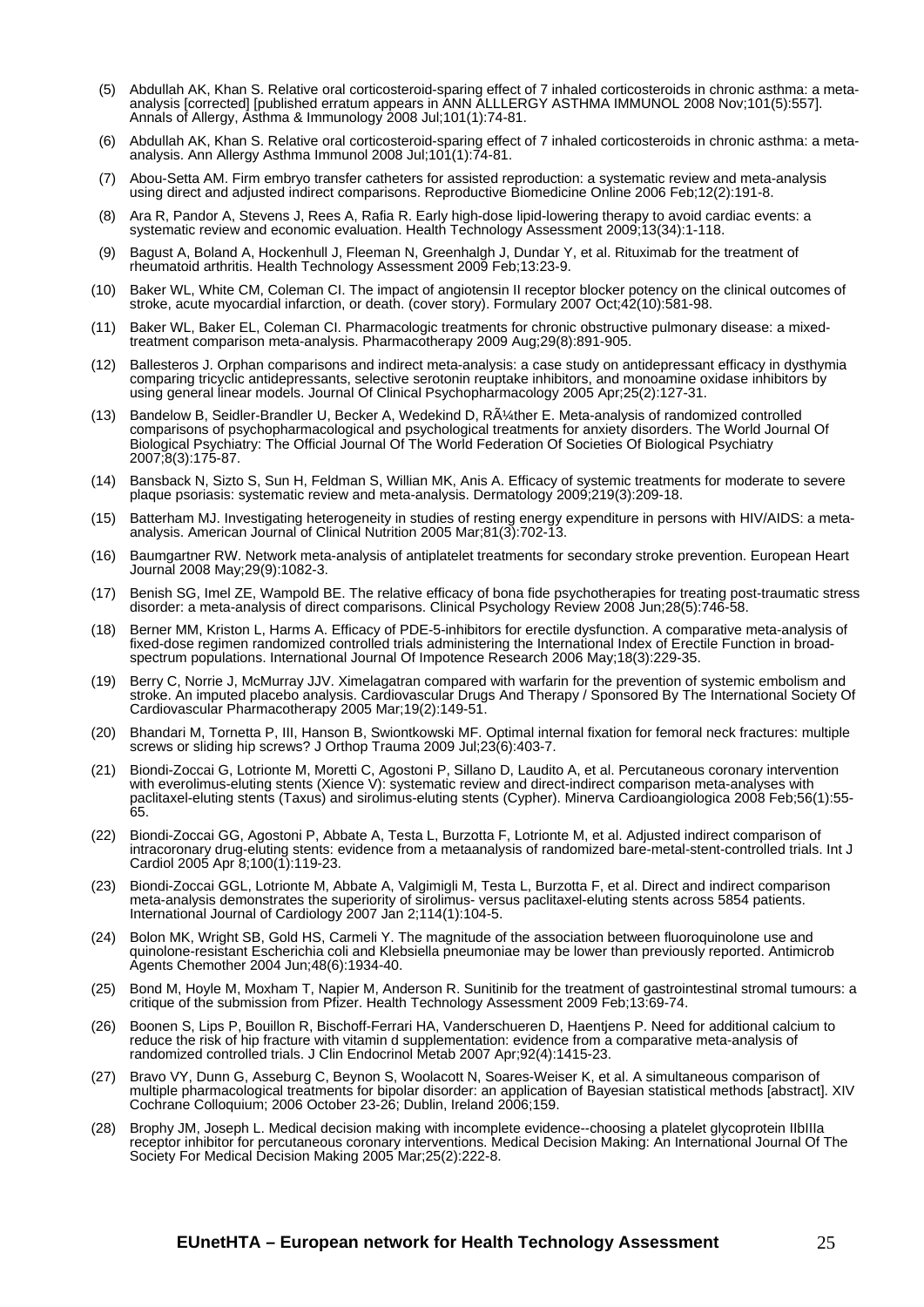(5) Abdullah AK, Khan S. Relative oral corticosteroid-sparing effect of 7 inhaled corticosteroids in chronic asthma: a meta-analysis [corrected] [published erratum appears in ANN ALLLERGY ASTHMA IMMUNOL 2008 Nov;101(5):557]. Annals of Allergy, Asthma & Immunology 2008 Jul;101(1):74-81.

(6) Abdullah AK, Khan S. Relative oral corticosteroid-sparing effect of 7 inhaled corticosteroids in chronic asthma: a meta-analysis. Ann Allergy Asthma Immunol 2008 Jul;101(1):74-81.

(7) Abou-Setta AM. Firm embryo transfer catheters for assisted reproduction: a systematic review and meta-analysis using direct and adjusted indirect comparisons. Reproductive Biomedicine Online 2006 Feb;12(2):191-8.

(8) Ara R, Pandor A, Stevens J, Rees A, Rafia R. Early high-dose lipid-lowering therapy to avoid cardiac events: a systematic review and economic evaluation. Health Technology Assessment 2009;13(34):1-118.

(9) Bagust A, Boland A, Hockenhull J, Fleeman N, Greenhalgh J, Dundar Y, et al. Rituximab for the treatment of rheumatoid arthritis. Health Technology Assessment 2009 Feb;13:23-9.

(10) Baker WL, White CM, Coleman CI. The impact of angiotensin II receptor blocker potency on the clinical outcomes of stroke, acute myocardial infarction, or death. (cover story). Formulary 2007 Oct;42(10):581-98.

(11) Baker WL, Baker EL, Coleman CI. Pharmacologic treatments for chronic obstructive pulmonary disease: a mixed-treatment comparison meta-analysis. Pharmacotherapy 2009 Aug;29(8):891-905.

(12) Ballesteros J. Orphan comparisons and indirect meta-analysis: a case study on antidepressant efficacy in dysthymia comparing tricyclic antidepressants, selective serotonin reuptake inhibitors, and monoamine oxidase inhibitors by using general linear models. Journal Of Clinical Psychopharmacology 2005 Apr;25(2):127-31.

(13) Bandelow B, Seidler-Brandler U, Becker A, Wedekind D, RÃ¼ther E. Meta-analysis of randomized controlled comparisons of psychopharmacological and psychological treatments for anxiety disorders. The World Journal Of Biological Psychiatry: The Official Journal Of The World Federation Of Societies Of Biological Psychiatry 2007;8(3):175-87.

(14) Bansback N, Sizto S, Sun H, Feldman S, Willian MK, Anis A. Efficacy of systemic treatments for moderate to severe plaque psoriasis: systematic review and meta-analysis. Dermatology 2009;219(3):209-18.

(15) Batterham MJ. Investigating heterogeneity in studies of resting energy expenditure in persons with HIV/AIDS: a meta-analysis. American Journal of Clinical Nutrition 2005 Mar;81(3):702-13.

(16) Baumgartner RW. Network meta-analysis of antiplatelet treatments for secondary stroke prevention. European Heart Journal 2008 May;29(9):1082-3.

(17) Benish SG, Imel ZE, Wampold BE. The relative efficacy of bona fide psychotherapies for treating post-traumatic stress disorder: a meta-analysis of direct comparisons. Clinical Psychology Review 2008 Jun;28(5):746-58.

(18) Berner MM, Kriston L, Harms A. Efficacy of PDE-5-inhibitors for erectile dysfunction. A comparative meta-analysis of fixed-dose regimen randomized controlled trials administering the International Index of Erectile Function in broad-spectrum populations. International Journal Of Impotence Research 2006 May;18(3):229-35.

(19) Berry C, Norrie J, McMurray JJV. Ximelagatran compared with warfarin for the prevention of systemic embolism and stroke. An imputed placebo analysis. Cardiovascular Drugs And Therapy / Sponsored By The International Society Of Cardiovascular Pharmacotherapy 2005 Mar;19(2):149-51.

(20) Bhandari M, Tornetta P, III, Hanson B, Swiontkowski MF. Optimal internal fixation for femoral neck fractures: multiple screws or sliding hip screws? J Orthop Trauma 2009 Jul;23(6):403-7.

(21) Biondi-Zoccai G, Lotrionte M, Moretti C, Agostoni P, Sillano D, Laudito A, et al. Percutaneous coronary intervention with everolimus-eluting stents (Xience V): systematic review and direct-indirect comparison meta-analyses with paclitaxel-eluting stents (Taxus) and sirolimus-eluting stents (Cypher). Minerva Cardioangiologica 2008 Feb;56(1):55-65.

(22) Biondi-Zoccai GG, Agostoni P, Abbate A, Testa L, Burzotta F, Lotrionte M, et al. Adjusted indirect comparison of intracoronary drug-eluting stents: evidence from a metaanalysis of randomized bare-metal-stent-controlled trials. Int J Cardiol 2005 Apr 8;100(1):119-23.

(23) Biondi-Zoccai GGL, Lotrionte M, Abbate A, Valgimigli M, Testa L, Burzotta F, et al. Direct and indirect comparison meta-analysis demonstrates the superiority of sirolimus- versus paclitaxel-eluting stents across 5854 patients. International Journal of Cardiology 2007 Jan 2;114(1):104-5.

(24) Bolon MK, Wright SB, Gold HS, Carmeli Y. The magnitude of the association between fluoroquinolone use and quinolone-resistant Escherichia coli and Klebsiella pneumoniae may be lower than previously reported. Antimicrob Agents Chemother 2004 Jun;48(6):1934-40.

(25) Bond M, Hoyle M, Moxham T, Napier M, Anderson R. Sunitinib for the treatment of gastrointestinal stromal tumours: a critique of the submission from Pfizer. Health Technology Assessment 2009 Feb;13:69-74.

(26) Boonen S, Lips P, Bouillon R, Bischoff-Ferrari HA, Vanderschueren D, Haentjens P. Need for additional calcium to reduce the risk of hip fracture with vitamin d supplementation: evidence from a comparative meta-analysis of randomized controlled trials. J Clin Endocrinol Metab 2007 Apr;92(4):1415-23.

(27) Bravo VY, Dunn G, Asseburg C, Beynon S, Woolacott N, Soares-Weiser K, et al. A simultaneous comparison of multiple pharmacological treatments for bipolar disorder: an application of Bayesian statistical methods [abstract]. XIV Cochrane Colloquium; 2006 October 23-26; Dublin, Ireland 2006;159.

(28) Brophy JM, Joseph L. Medical decision making with incomplete evidence--choosing a platelet glycoprotein IIbIIIa receptor inhibitor for percutaneous coronary interventions. Medical Decision Making: An International Journal Of The Society For Medical Decision Making 2005 Mar;25(2):222-8.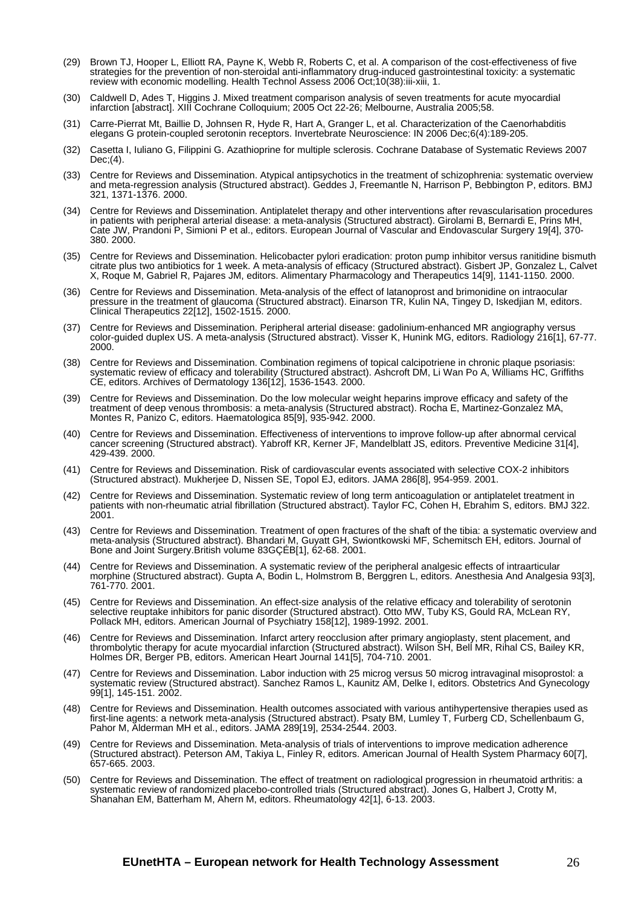(29) Brown TJ, Hooper L, Elliott RA, Payne K, Webb R, Roberts C, et al. A comparison of the cost-effectiveness of five strategies for the prevention of non-steroidal anti-inflammatory drug-induced gastrointestinal toxicity: a systematic review with economic modelling. Health Technol Assess 2006 Oct;10(38):iii-xiii, 1.

(30) Caldwell D, Ades T, Higgins J. Mixed treatment comparison analysis of seven treatments for acute myocardial infarction [abstract]. XIII Cochrane Colloquium; 2005 Oct 22-26; Melbourne, Australia 2005;58.

(31) Carre-Pierrat Mt, Baillie D, Johnsen R, Hyde R, Hart A, Granger L, et al. Characterization of the Caenorhabditis elegans G protein-coupled serotonin receptors. Invertebrate Neuroscience: IN 2006 Dec;6(4):189-205.

(32) Casetta I, Iuliano G, Filippini G. Azathioprine for multiple sclerosis. Cochrane Database of Systematic Reviews 2007 Dec;(4).

(33) Centre for Reviews and Dissemination. Atypical antipsychotics in the treatment of schizophrenia: systematic overview and meta-regression analysis (Structured abstract). Geddes J, Freemantle N, Harrison P, Bebbington P, editors. BMJ 321, 1371-1376. 2000.

(34) Centre for Reviews and Dissemination. Antiplatelet therapy and other interventions after revascularisation procedures in patients with peripheral arterial disease: a meta-analysis (Structured abstract). Girolami B, Bernardi E, Prins MH, Cate JW, Prandoni P, Simioni P et al., editors. European Journal of Vascular and Endovascular Surgery 19[4], 370-380. 2000.

(35) Centre for Reviews and Dissemination. Helicobacter pylori eradication: proton pump inhibitor versus ranitidine bismuth citrate plus two antibiotics for 1 week. A meta-analysis of efficacy (Structured abstract). Gisbert JP, Gonzalez L, Calvet X, Roque M, Gabriel R, Pajares JM, editors. Alimentary Pharmacology and Therapeutics 14[9], 1141-1150. 2000.

(36) Centre for Reviews and Dissemination. Meta-analysis of the effect of latanoprost and brimonidine on intraocular pressure in the treatment of glaucoma (Structured abstract). Einarson TR, Kulin NA, Tingey D, Iskedjian M, editors. Clinical Therapeutics 22[12], 1502-1515. 2000.

(37) Centre for Reviews and Dissemination. Peripheral arterial disease: gadolinium-enhanced MR angiography versus color-guided duplex US. A meta-analysis (Structured abstract). Visser K, Hunink MG, editors. Radiology 216[1], 67-77. 2000.

(38) Centre for Reviews and Dissemination. Combination regimens of topical calcipotriene in chronic plaque psoriasis: systematic review of efficacy and tolerability (Structured abstract). Ashcroft DM, Li Wan Po A, Williams HC, Griffiths CE, editors. Archives of Dermatology 136[12], 1536-1543. 2000.

(39) Centre for Reviews and Dissemination. Do the low molecular weight heparins improve efficacy and safety of the treatment of deep venous thrombosis: a meta-analysis (Structured abstract). Rocha E, Martinez-Gonzalez MA, Montes R, Panizo C, editors. Haematologica 85[9], 935-942. 2000.

(40) Centre for Reviews and Dissemination. Effectiveness of interventions to improve follow-up after abnormal cervical cancer screening (Structured abstract). Yabroff KR, Kerner JF, Mandelblatt JS, editors. Preventive Medicine 31[4], 429-439. 2000.

(41) Centre for Reviews and Dissemination. Risk of cardiovascular events associated with selective COX-2 inhibitors (Structured abstract). Mukherjee D, Nissen SE, Topol EJ, editors. JAMA 286[8], 954-959. 2001.

(42) Centre for Reviews and Dissemination. Systematic review of long term anticoagulation or antiplatelet treatment in patients with non-rheumatic atrial fibrillation (Structured abstract). Taylor FC, Cohen H, Ebrahim S, editors. BMJ 322. 2001.

(43) Centre for Reviews and Dissemination. Treatment of open fractures of the shaft of the tibia: a systematic overview and meta-analysis (Structured abstract). Bhandari M, Guyatt GH, Swiontkowski MF, Schemitsch EH, editors. Journal of Bone and Joint Surgery.British volume 83GÇÉB[1], 62-68. 2001.

(44) Centre for Reviews and Dissemination. A systematic review of the peripheral analgesic effects of intraarticular morphine (Structured abstract). Gupta A, Bodin L, Holmstrom B, Berggren L, editors. Anesthesia And Analgesia 93[3], 761-770. 2001.

(45) Centre for Reviews and Dissemination. An effect-size analysis of the relative efficacy and tolerability of serotonin selective reuptake inhibitors for panic disorder (Structured abstract). Otto MW, Tuby KS, Gould RA, McLean RY, Pollack MH, editors. American Journal of Psychiatry 158[12], 1989-1992. 2001.

(46) Centre for Reviews and Dissemination. Infarct artery reocclusion after primary angioplasty, stent placement, and thrombolytic therapy for acute myocardial infarction (Structured abstract). Wilson SH, Bell MR, Rihal CS, Bailey KR, Holmes DR, Berger PB, editors. American Heart Journal 141[5], 704-710. 2001.

(47) Centre for Reviews and Dissemination. Labor induction with 25 microg versus 50 microg intravaginal misoprostol: a systematic review (Structured abstract). Sanchez Ramos L, Kaunitz AM, Delke I, editors. Obstetrics And Gynecology 99[1], 145-151. 2002.

(48) Centre for Reviews and Dissemination. Health outcomes associated with various antihypertensive therapies used as first-line agents: a network meta-analysis (Structured abstract). Psaty BM, Lumley T, Furberg CD, Schellenbaum G, Pahor M, Alderman MH et al., editors. JAMA 289[19], 2534-2544. 2003.

(49) Centre for Reviews and Dissemination. Meta-analysis of trials of interventions to improve medication adherence (Structured abstract). Peterson AM, Takiya L, Finley R, editors. American Journal of Health System Pharmacy 60[7], 657-665. 2003.

(50) Centre for Reviews and Dissemination. The effect of treatment on radiological progression in rheumatoid arthritis: a systematic review of randomized placebo-controlled trials (Structured abstract). Jones G, Halbert J, Crotty M, Shanahan EM, Batterham M, Ahern M, editors. Rheumatology 42[1], 6-13. 2003.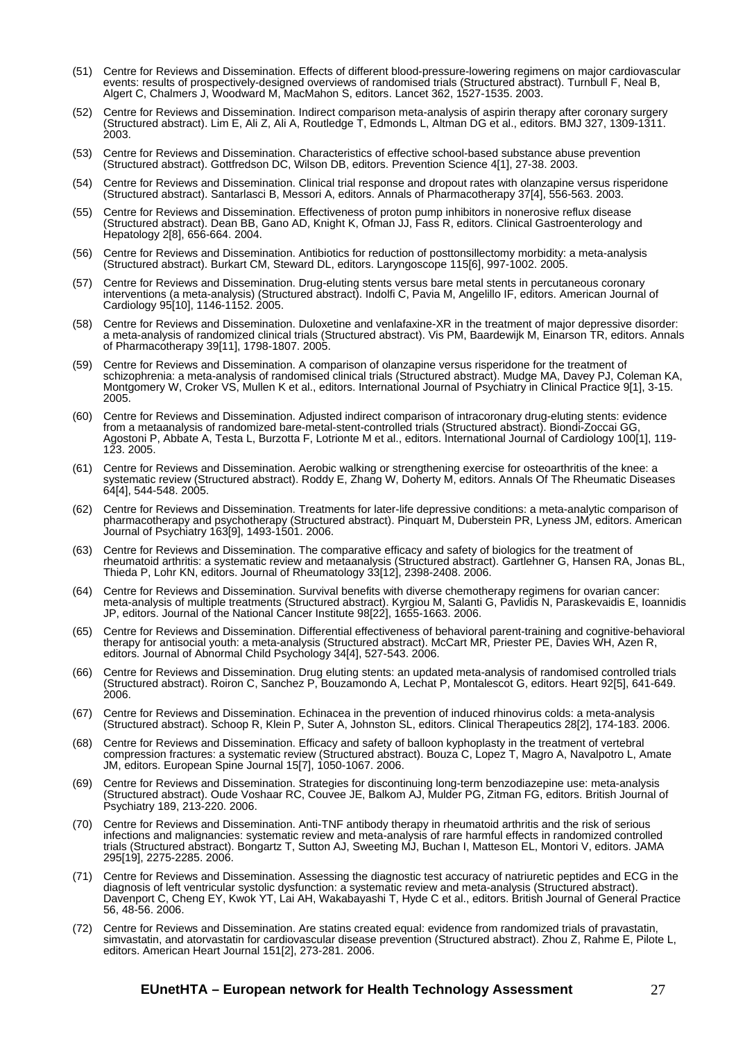(51) Centre for Reviews and Dissemination. Effects of different blood-pressure-lowering regimens on major cardiovascular events: results of prospectively-designed overviews of randomised trials (Structured abstract). Turnbull F, Neal B, Algert C, Chalmers J, Woodward M, MacMahon S, editors. Lancet 362, 1527-1535. 2003.

(52) Centre for Reviews and Dissemination. Indirect comparison meta-analysis of aspirin therapy after coronary surgery (Structured abstract). Lim E, Ali Z, Ali A, Routledge T, Edmonds L, Altman DG et al., editors. BMJ 327, 1309-1311. 2003.

(53) Centre for Reviews and Dissemination. Characteristics of effective school-based substance abuse prevention (Structured abstract). Gottfredson DC, Wilson DB, editors. Prevention Science 4[1], 27-38. 2003.

(54) Centre for Reviews and Dissemination. Clinical trial response and dropout rates with olanzapine versus risperidone (Structured abstract). Santarlasci B, Messori A, editors. Annals of Pharmacotherapy 37[4], 556-563. 2003.

(55) Centre for Reviews and Dissemination. Effectiveness of proton pump inhibitors in nonerosive reflux disease (Structured abstract). Dean BB, Gano AD, Knight K, Ofman JJ, Fass R, editors. Clinical Gastroenterology and Hepatology 2[8], 656-664. 2004.

(56) Centre for Reviews and Dissemination. Antibiotics for reduction of posttonsillectomy morbidity: a meta-analysis (Structured abstract). Burkart CM, Steward DL, editors. Laryngoscope 115[6], 997-1002. 2005.

(57) Centre for Reviews and Dissemination. Drug-eluting stents versus bare metal stents in percutaneous coronary interventions (a meta-analysis) (Structured abstract). Indolfi C, Pavia M, Angelillo IF, editors. American Journal of Cardiology 95[10], 1146-1152. 2005.

(58) Centre for Reviews and Dissemination. Duloxetine and venlafaxine-XR in the treatment of major depressive disorder: a meta-analysis of randomized clinical trials (Structured abstract). Vis PM, Baardewijk M, Einarson TR, editors. Annals of Pharmacotherapy 39[11], 1798-1807. 2005.

(59) Centre for Reviews and Dissemination. A comparison of olanzapine versus risperidone for the treatment of schizophrenia: a meta-analysis of randomised clinical trials (Structured abstract). Mudge MA, Davey PJ, Coleman KA, Montgomery W, Croker VS, Mullen K et al., editors. International Journal of Psychiatry in Clinical Practice 9[1], 3-15. 2005.

(60) Centre for Reviews and Dissemination. Adjusted indirect comparison of intracoronary drug-eluting stents: evidence from a metaanalysis of randomized bare-metal-stent-controlled trials (Structured abstract). Biondi-Zoccai GG, Agostoni P, Abbate A, Testa L, Burzotta F, Lotrionte M et al., editors. International Journal of Cardiology 100[1], 119-123. 2005.

(61) Centre for Reviews and Dissemination. Aerobic walking or strengthening exercise for osteoarthritis of the knee: a systematic review (Structured abstract). Roddy E, Zhang W, Doherty M, editors. Annals Of The Rheumatic Diseases 64[4], 544-548. 2005.

(62) Centre for Reviews and Dissemination. Treatments for later-life depressive conditions: a meta-analytic comparison of pharmacotherapy and psychotherapy (Structured abstract). Pinquart M, Duberstein PR, Lyness JM, editors. American Journal of Psychiatry 163[9], 1493-1501. 2006.

(63) Centre for Reviews and Dissemination. The comparative efficacy and safety of biologics for the treatment of rheumatoid arthritis: a systematic review and metaanalysis (Structured abstract). Gartlehner G, Hansen RA, Jonas BL, Thieda P, Lohr KN, editors. Journal of Rheumatology 33[12], 2398-2408. 2006.

(64) Centre for Reviews and Dissemination. Survival benefits with diverse chemotherapy regimens for ovarian cancer: meta-analysis of multiple treatments (Structured abstract). Kyrgiou M, Salanti G, Pavlidis N, Paraskevaidis E, Ioannidis JP, editors. Journal of the National Cancer Institute 98[22], 1655-1663. 2006.

(65) Centre for Reviews and Dissemination. Differential effectiveness of behavioral parent-training and cognitive-behavioral therapy for antisocial youth: a meta-analysis (Structured abstract). McCart MR, Priester PE, Davies WH, Azen R, editors. Journal of Abnormal Child Psychology 34[4], 527-543. 2006.

(66) Centre for Reviews and Dissemination. Drug eluting stents: an updated meta-analysis of randomised controlled trials (Structured abstract). Roiron C, Sanchez P, Bouzamondo A, Lechat P, Montalescot G, editors. Heart 92[5], 641-649. 2006.

(67) Centre for Reviews and Dissemination. Echinacea in the prevention of induced rhinovirus colds: a meta-analysis (Structured abstract). Schoop R, Klein P, Suter A, Johnston SL, editors. Clinical Therapeutics 28[2], 174-183. 2006.

(68) Centre for Reviews and Dissemination. Efficacy and safety of balloon kyphoplasty in the treatment of vertebral compression fractures: a systematic review (Structured abstract). Bouza C, Lopez T, Magro A, Navalpotro L, Amate JM, editors. European Spine Journal 15[7], 1050-1067. 2006.

(69) Centre for Reviews and Dissemination. Strategies for discontinuing long-term benzodiazepine use: meta-analysis (Structured abstract). Oude Voshaar RC, Couvee JE, Balkom AJ, Mulder PG, Zitman FG, editors. British Journal of Psychiatry 189, 213-220. 2006.

(70) Centre for Reviews and Dissemination. Anti-TNF antibody therapy in rheumatoid arthritis and the risk of serious infections and malignancies: systematic review and meta-analysis of rare harmful effects in randomized controlled trials (Structured abstract). Bongartz T, Sutton AJ, Sweeting MJ, Buchan I, Matteson EL, Montori V, editors. JAMA 295[19], 2275-2285. 2006.

(71) Centre for Reviews and Dissemination. Assessing the diagnostic test accuracy of natriuretic peptides and ECG in the diagnosis of left ventricular systolic dysfunction: a systematic review and meta-analysis (Structured abstract). Davenport C, Cheng EY, Kwok YT, Lai AH, Wakabayashi T, Hyde C et al., editors. British Journal of General Practice 56, 48-56. 2006.

(72) Centre for Reviews and Dissemination. Are statins created equal: evidence from randomized trials of pravastatin, simvastatin, and atorvastatin for cardiovascular disease prevention (Structured abstract). Zhou Z, Rahme E, Pilote L, editors. American Heart Journal 151[2], 273-281. 2006.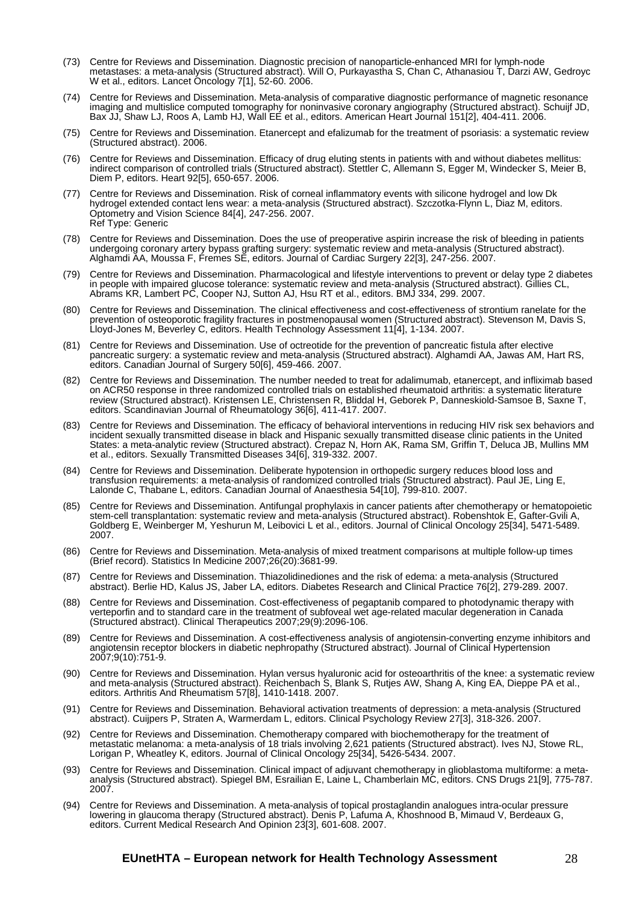(73) Centre for Reviews and Dissemination. Diagnostic precision of nanoparticle-enhanced MRI for lymph-node metastases: a meta-analysis (Structured abstract). Will O, Purkayastha S, Chan C, Athanasiou T, Darzi AW, Gedroyc W et al., editors. Lancet Oncology 7[1], 52-60. 2006.

(74) Centre for Reviews and Dissemination. Meta-analysis of comparative diagnostic performance of magnetic resonance imaging and multislice computed tomography for noninvasive coronary angiography (Structured abstract). Schuijf JD, Bax JJ, Shaw LJ, Roos A, Lamb HJ, Wall EE et al., editors. American Heart Journal 151[2], 404-411. 2006.

(75) Centre for Reviews and Dissemination. Etanercept and efalizumab for the treatment of psoriasis: a systematic review (Structured abstract). 2006.

(76) Centre for Reviews and Dissemination. Efficacy of drug eluting stents in patients with and without diabetes mellitus: indirect comparison of controlled trials (Structured abstract). Stettler C, Allemann S, Egger M, Windecker S, Meier B, Diem P, editors. Heart 92[5], 650-657. 2006.

(77) Centre for Reviews and Dissemination. Risk of corneal inflammatory events with silicone hydrogel and low Dk hydrogel extended contact lens wear: a meta-analysis (Structured abstract). Szczotka-Flynn L, Diaz M, editors. Optometry and Vision Science 84[4], 247-256. 2007.
Ref Type: Generic

(78) Centre for Reviews and Dissemination. Does the use of preoperative aspirin increase the risk of bleeding in patients undergoing coronary artery bypass grafting surgery: systematic review and meta-analysis (Structured abstract). Alghamdi AA, Moussa F, Fremes SE, editors. Journal of Cardiac Surgery 22[3], 247-256. 2007.

(79) Centre for Reviews and Dissemination. Pharmacological and lifestyle interventions to prevent or delay type 2 diabetes in people with impaired glucose tolerance: systematic review and meta-analysis (Structured abstract). Gillies CL, Abrams KR, Lambert PC, Cooper NJ, Sutton AJ, Hsu RT et al., editors. BMJ 334, 299. 2007.

(80) Centre for Reviews and Dissemination. The clinical effectiveness and cost-effectiveness of strontium ranelate for the prevention of osteoporotic fragility fractures in postmenopausal women (Structured abstract). Stevenson M, Davis S, Lloyd-Jones M, Beverley C, editors. Health Technology Assessment 11[4], 1-134. 2007.

(81) Centre for Reviews and Dissemination. Use of octreotide for the prevention of pancreatic fistula after elective pancreatic surgery: a systematic review and meta-analysis (Structured abstract). Alghamdi AA, Jawas AM, Hart RS, editors. Canadian Journal of Surgery 50[6], 459-466. 2007.

(82) Centre for Reviews and Dissemination. The number needed to treat for adalimumab, etanercept, and infliximab based on ACR50 response in three randomized controlled trials on established rheumatoid arthritis: a systematic literature review (Structured abstract). Kristensen LE, Christensen R, Bliddal H, Geborek P, Danneskiold-Samsoe B, Saxne T, editors. Scandinavian Journal of Rheumatology 36[6], 411-417. 2007.

(83) Centre for Reviews and Dissemination. The efficacy of behavioral interventions in reducing HIV risk sex behaviors and incident sexually transmitted disease in black and Hispanic sexually transmitted disease clinic patients in the United States: a meta-analytic review (Structured abstract). Crepaz N, Horn AK, Rama SM, Griffin T, Deluca JB, Mullins MM et al., editors. Sexually Transmitted Diseases 34[6], 319-332. 2007.

(84) Centre for Reviews and Dissemination. Deliberate hypotension in orthopedic surgery reduces blood loss and transfusion requirements: a meta-analysis of randomized controlled trials (Structured abstract). Paul JE, Ling E, Lalonde C, Thabane L, editors. Canadian Journal of Anaesthesia 54[10], 799-810. 2007.

(85) Centre for Reviews and Dissemination. Antifungal prophylaxis in cancer patients after chemotherapy or hematopoietic stem-cell transplantation: systematic review and meta-analysis (Structured abstract). Robenshtok E, Gafter-Gvili A, Goldberg E, Weinberger M, Yeshurun M, Leibovici L et al., editors. Journal of Clinical Oncology 25[34], 5471-5489. 2007.

(86) Centre for Reviews and Dissemination. Meta-analysis of mixed treatment comparisons at multiple follow-up times (Brief record). Statistics In Medicine 2007;26(20):3681-99.

(87) Centre for Reviews and Dissemination. Thiazolidinediones and the risk of edema: a meta-analysis (Structured abstract). Berlie HD, Kalus JS, Jaber LA, editors. Diabetes Research and Clinical Practice 76[2], 279-289. 2007.

(88) Centre for Reviews and Dissemination. Cost-effectiveness of pegaptanib compared to photodynamic therapy with verteporfin and to standard care in the treatment of subfoveal wet age-related macular degeneration in Canada (Structured abstract). Clinical Therapeutics 2007;29(9):2096-106.

(89) Centre for Reviews and Dissemination. A cost-effectiveness analysis of angiotensin-converting enzyme inhibitors and angiotensin receptor blockers in diabetic nephropathy (Structured abstract). Journal of Clinical Hypertension 2007;9(10):751-9.

(90) Centre for Reviews and Dissemination. Hylan versus hyaluronic acid for osteoarthritis of the knee: a systematic review and meta-analysis (Structured abstract). Reichenbach S, Blank S, Rutjes AW, Shang A, King EA, Dieppe PA et al., editors. Arthritis And Rheumatism 57[8], 1410-1418. 2007.

(91) Centre for Reviews and Dissemination. Behavioral activation treatments of depression: a meta-analysis (Structured abstract). Cuijpers P, Straten A, Warmerdam L, editors. Clinical Psychology Review 27[3], 318-326. 2007.

(92) Centre for Reviews and Dissemination. Chemotherapy compared with biochemotherapy for the treatment of metastatic melanoma: a meta-analysis of 18 trials involving 2,621 patients (Structured abstract). Ives NJ, Stowe RL, Lorigan P, Wheatley K, editors. Journal of Clinical Oncology 25[34], 5426-5434. 2007.

(93) Centre for Reviews and Dissemination. Clinical impact of adjuvant chemotherapy in glioblastoma multiforme: a meta-analysis (Structured abstract). Spiegel BM, Esrailian E, Laine L, Chamberlain MC, editors. CNS Drugs 21[9], 775-787. 2007.

(94) Centre for Reviews and Dissemination. A meta-analysis of topical prostaglandin analogues intra-ocular pressure lowering in glaucoma therapy (Structured abstract). Denis P, Lafuma A, Khoshnood B, Mimaud V, Berdeaux G, editors. Current Medical Research And Opinion 23[3], 601-608. 2007.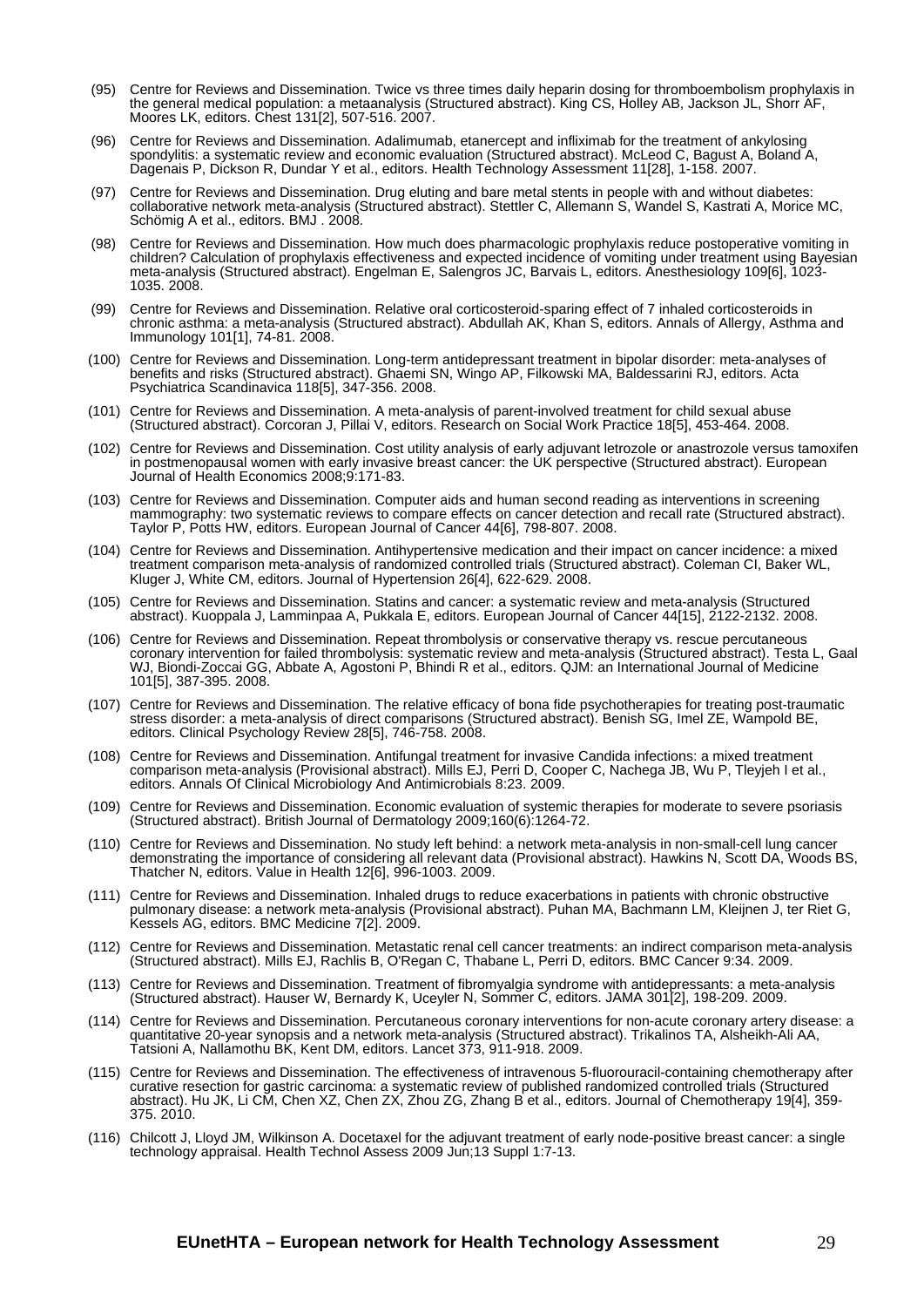(95) Centre for Reviews and Dissemination. Twice vs three times daily heparin dosing for thromboembolism prophylaxis in the general medical population: a metaanalysis (Structured abstract). King CS, Holley AB, Jackson JL, Shorr AF, Moores LK, editors. Chest 131[2], 507-516. 2007.

(96) Centre for Reviews and Dissemination. Adalimumab, etanercept and infliximab for the treatment of ankylosing spondylitis: a systematic review and economic evaluation (Structured abstract). McLeod C, Bagust A, Boland A, Dagenais P, Dickson R, Dundar Y et al., editors. Health Technology Assessment 11[28], 1-158. 2007.

(97) Centre for Reviews and Dissemination. Drug eluting and bare metal stents in people with and without diabetes: collaborative network meta-analysis (Structured abstract). Stettler C, Allemann S, Wandel S, Kastrati A, Morice MC, Schömig A et al., editors. BMJ . 2008.

(98) Centre for Reviews and Dissemination. How much does pharmacologic prophylaxis reduce postoperative vomiting in children? Calculation of prophylaxis effectiveness and expected incidence of vomiting under treatment using Bayesian meta-analysis (Structured abstract). Engelman E, Salengros JC, Barvais L, editors. Anesthesiology 109[6], 1023-1035. 2008.

(99) Centre for Reviews and Dissemination. Relative oral corticosteroid-sparing effect of 7 inhaled corticosteroids in chronic asthma: a meta-analysis (Structured abstract). Abdullah AK, Khan S, editors. Annals of Allergy, Asthma and Immunology 101[1], 74-81. 2008.

(100) Centre for Reviews and Dissemination. Long-term antidepressant treatment in bipolar disorder: meta-analyses of benefits and risks (Structured abstract). Ghaemi SN, Wingo AP, Filkowski MA, Baldessarini RJ, editors. Acta Psychiatrica Scandinavica 118[5], 347-356. 2008.

(101) Centre for Reviews and Dissemination. A meta-analysis of parent-involved treatment for child sexual abuse (Structured abstract). Corcoran J, Pillai V, editors. Research on Social Work Practice 18[5], 453-464. 2008.

(102) Centre for Reviews and Dissemination. Cost utility analysis of early adjuvant letrozole or anastrozole versus tamoxifen in postmenopausal women with early invasive breast cancer: the UK perspective (Structured abstract). European Journal of Health Economics 2008;9:171-83.

(103) Centre for Reviews and Dissemination. Computer aids and human second reading as interventions in screening mammography: two systematic reviews to compare effects on cancer detection and recall rate (Structured abstract). Taylor P, Potts HW, editors. European Journal of Cancer 44[6], 798-807. 2008.

(104) Centre for Reviews and Dissemination. Antihypertensive medication and their impact on cancer incidence: a mixed treatment comparison meta-analysis of randomized controlled trials (Structured abstract). Coleman CI, Baker WL, Kluger J, White CM, editors. Journal of Hypertension 26[4], 622-629. 2008.

(105) Centre for Reviews and Dissemination. Statins and cancer: a systematic review and meta-analysis (Structured abstract). Kuoppala J, Lamminpaa A, Pukkala E, editors. European Journal of Cancer 44[15], 2122-2132. 2008.

(106) Centre for Reviews and Dissemination. Repeat thrombolysis or conservative therapy vs. rescue percutaneous coronary intervention for failed thrombolysis: systematic review and meta-analysis (Structured abstract). Testa L, Gaal WJ, Biondi-Zoccai GG, Abbate A, Agostoni P, Bhindi R et al., editors. QJM: an International Journal of Medicine 101[5], 387-395. 2008.

(107) Centre for Reviews and Dissemination. The relative efficacy of bona fide psychotherapies for treating post-traumatic stress disorder: a meta-analysis of direct comparisons (Structured abstract). Benish SG, Imel ZE, Wampold BE, editors. Clinical Psychology Review 28[5], 746-758. 2008.

(108) Centre for Reviews and Dissemination. Antifungal treatment for invasive Candida infections: a mixed treatment comparison meta-analysis (Provisional abstract). Mills EJ, Perri D, Cooper C, Nachega JB, Wu P, Tleyjeh I et al., editors. Annals Of Clinical Microbiology And Antimicrobials 8:23. 2009.

(109) Centre for Reviews and Dissemination. Economic evaluation of systemic therapies for moderate to severe psoriasis (Structured abstract). British Journal of Dermatology 2009;160(6):1264-72.

(110) Centre for Reviews and Dissemination. No study left behind: a network meta-analysis in non-small-cell lung cancer demonstrating the importance of considering all relevant data (Provisional abstract). Hawkins N, Scott DA, Woods BS, Thatcher N, editors. Value in Health 12[6], 996-1003. 2009.

(111) Centre for Reviews and Dissemination. Inhaled drugs to reduce exacerbations in patients with chronic obstructive pulmonary disease: a network meta-analysis (Provisional abstract). Puhan MA, Bachmann LM, Kleijnen J, ter Riet G, Kessels AG, editors. BMC Medicine 7[2]. 2009.

(112) Centre for Reviews and Dissemination. Metastatic renal cell cancer treatments: an indirect comparison meta-analysis (Structured abstract). Mills EJ, Rachlis B, O'Regan C, Thabane L, Perri D, editors. BMC Cancer 9:34. 2009.

(113) Centre for Reviews and Dissemination. Treatment of fibromyalgia syndrome with antidepressants: a meta-analysis (Structured abstract). Hauser W, Bernardy K, Uceyler N, Sommer C, editors. JAMA 301[2], 198-209. 2009.

(114) Centre for Reviews and Dissemination. Percutaneous coronary interventions for non-acute coronary artery disease: a quantitative 20-year synopsis and a network meta-analysis (Structured abstract). Trikalinos TA, Alsheikh-Ali AA, Tatsioni A, Nallamothu BK, Kent DM, editors. Lancet 373, 911-918. 2009.

(115) Centre for Reviews and Dissemination. The effectiveness of intravenous 5-fluorouracil-containing chemotherapy after curative resection for gastric carcinoma: a systematic review of published randomized controlled trials (Structured abstract). Hu JK, Li CM, Chen XZ, Chen ZX, Zhou ZG, Zhang B et al., editors. Journal of Chemotherapy 19[4], 359-375. 2010.

(116) Chilcott J, Lloyd JM, Wilkinson A. Docetaxel for the adjuvant treatment of early node-positive breast cancer: a single technology appraisal. Health Technol Assess 2009 Jun;13 Suppl 1:7-13.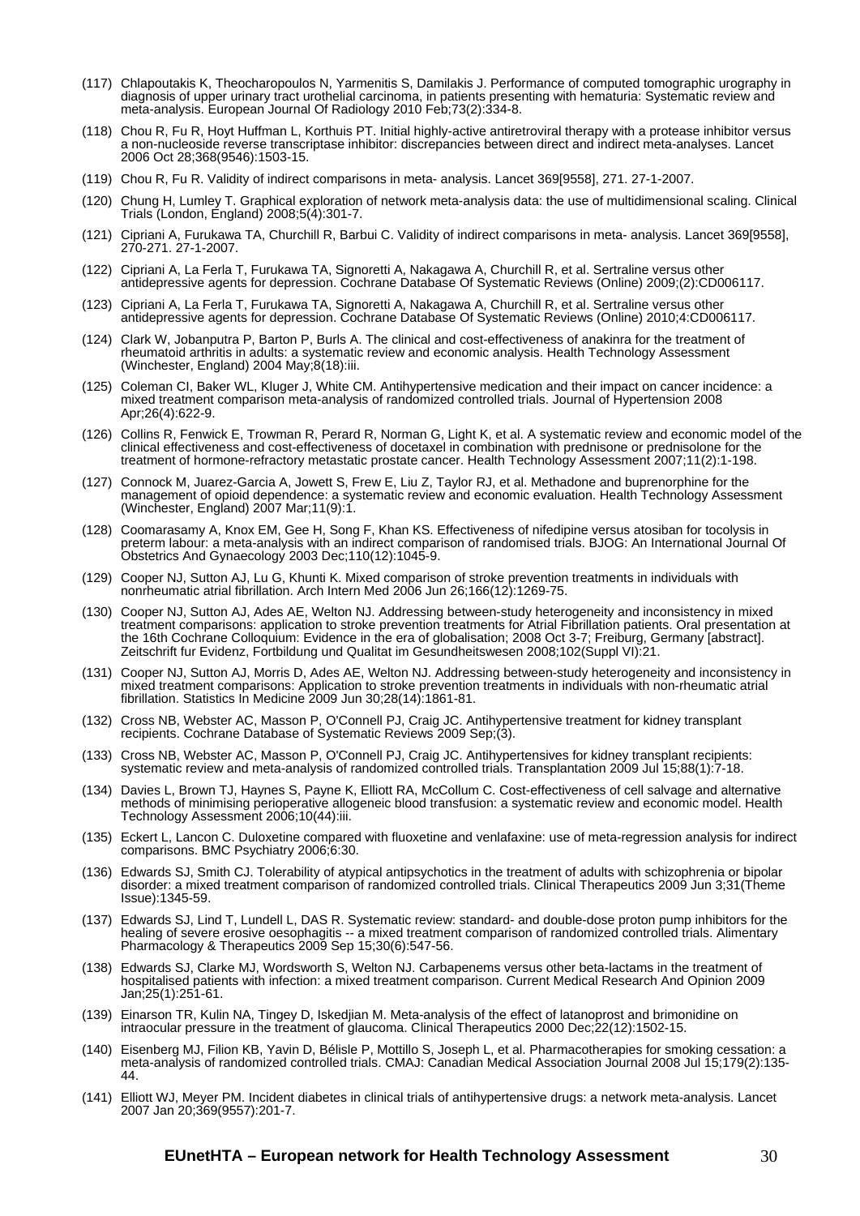(117) Chlapoutakis K, Theocharopoulos N, Yarmenitis S, Damilakis J. Performance of computed tomographic urography in diagnosis of upper urinary tract urothelial carcinoma, in patients presenting with hematuria: Systematic review and meta-analysis. European Journal Of Radiology 2010 Feb;73(2):334-8.

(118) Chou R, Fu R, Hoyt Huffman L, Korthuis PT. Initial highly-active antiretroviral therapy with a protease inhibitor versus a non-nucleoside reverse transcriptase inhibitor: discrepancies between direct and indirect meta-analyses. Lancet 2006 Oct 28;368(9546):1503-15.

(119) Chou R, Fu R. Validity of indirect comparisons in meta- analysis. Lancet 369[9558], 271. 27-1-2007.

(120) Chung H, Lumley T. Graphical exploration of network meta-analysis data: the use of multidimensional scaling. Clinical Trials (London, England) 2008;5(4):301-7.

(121) Cipriani A, Furukawa TA, Churchill R, Barbui C. Validity of indirect comparisons in meta- analysis. Lancet 369[9558], 270-271. 27-1-2007.

(122) Cipriani A, La Ferla T, Furukawa TA, Signoretti A, Nakagawa A, Churchill R, et al. Sertraline versus other antidepressive agents for depression. Cochrane Database Of Systematic Reviews (Online) 2009;(2):CD006117.

(123) Cipriani A, La Ferla T, Furukawa TA, Signoretti A, Nakagawa A, Churchill R, et al. Sertraline versus other antidepressive agents for depression. Cochrane Database Of Systematic Reviews (Online) 2010;4:CD006117.

(124) Clark W, Jobanputra P, Barton P, Burls A. The clinical and cost-effectiveness of anakinra for the treatment of rheumatoid arthritis in adults: a systematic review and economic analysis. Health Technology Assessment (Winchester, England) 2004 May;8(18):iii.

(125) Coleman CI, Baker WL, Kluger J, White CM. Antihypertensive medication and their impact on cancer incidence: a mixed treatment comparison meta-analysis of randomized controlled trials. Journal of Hypertension 2008 Apr;26(4):622-9.

(126) Collins R, Fenwick E, Trowman R, Perard R, Norman G, Light K, et al. A systematic review and economic model of the clinical effectiveness and cost-effectiveness of docetaxel in combination with prednisone or prednisolone for the treatment of hormone-refractory metastatic prostate cancer. Health Technology Assessment 2007;11(2):1-198.

(127) Connock M, Juarez-Garcia A, Jowett S, Frew E, Liu Z, Taylor RJ, et al. Methadone and buprenorphine for the management of opioid dependence: a systematic review and economic evaluation. Health Technology Assessment (Winchester, England) 2007 Mar;11(9):1.

(128) Coomarasamy A, Knox EM, Gee H, Song F, Khan KS. Effectiveness of nifedipine versus atosiban for tocolysis in preterm labour: a meta-analysis with an indirect comparison of randomised trials. BJOG: An International Journal Of Obstetrics And Gynaecology 2003 Dec;110(12):1045-9.

(129) Cooper NJ, Sutton AJ, Lu G, Khunti K. Mixed comparison of stroke prevention treatments in individuals with nonrheumatic atrial fibrillation. Arch Intern Med 2006 Jun 26;166(12):1269-75.

(130) Cooper NJ, Sutton AJ, Ades AE, Welton NJ. Addressing between-study heterogeneity and inconsistency in mixed treatment comparisons: application to stroke prevention treatments for Atrial Fibrillation patients. Oral presentation at the 16th Cochrane Colloquium: Evidence in the era of globalisation; 2008 Oct 3-7; Freiburg, Germany [abstract]. Zeitschrift fur Evidenz, Fortbildung und Qualitat im Gesundheitswesen 2008;102(Suppl VI):21.

(131) Cooper NJ, Sutton AJ, Morris D, Ades AE, Welton NJ. Addressing between-study heterogeneity and inconsistency in mixed treatment comparisons: Application to stroke prevention treatments in individuals with non-rheumatic atrial fibrillation. Statistics In Medicine 2009 Jun 30;28(14):1861-81.

(132) Cross NB, Webster AC, Masson P, O'Connell PJ, Craig JC. Antihypertensive treatment for kidney transplant recipients. Cochrane Database of Systematic Reviews 2009 Sep;(3).

(133) Cross NB, Webster AC, Masson P, O'Connell PJ, Craig JC. Antihypertensives for kidney transplant recipients: systematic review and meta-analysis of randomized controlled trials. Transplantation 2009 Jul 15;88(1):7-18.

(134) Davies L, Brown TJ, Haynes S, Payne K, Elliott RA, McCollum C. Cost-effectiveness of cell salvage and alternative methods of minimising perioperative allogeneic blood transfusion: a systematic review and economic model. Health Technology Assessment 2006;10(44):iii.

(135) Eckert L, Lancon C. Duloxetine compared with fluoxetine and venlafaxine: use of meta-regression analysis for indirect comparisons. BMC Psychiatry 2006;6:30.

(136) Edwards SJ, Smith CJ. Tolerability of atypical antipsychotics in the treatment of adults with schizophrenia or bipolar disorder: a mixed treatment comparison of randomized controlled trials. Clinical Therapeutics 2009 Jun 3;31(Theme Issue):1345-59.

(137) Edwards SJ, Lind T, Lundell L, DAS R. Systematic review: standard- and double-dose proton pump inhibitors for the healing of severe erosive oesophagitis -- a mixed treatment comparison of randomized controlled trials. Alimentary Pharmacology & Therapeutics 2009 Sep 15;30(6):547-56.

(138) Edwards SJ, Clarke MJ, Wordsworth S, Welton NJ. Carbapenems versus other beta-lactams in the treatment of hospitalised patients with infection: a mixed treatment comparison. Current Medical Research And Opinion 2009 Jan;25(1):251-61.

(139) Einarson TR, Kulin NA, Tingey D, Iskedjian M. Meta-analysis of the effect of latanoprost and brimonidine on intraocular pressure in the treatment of glaucoma. Clinical Therapeutics 2000 Dec;22(12):1502-15.

(140) Eisenberg MJ, Filion KB, Yavin D, Bélisle P, Mottillo S, Joseph L, et al. Pharmacotherapies for smoking cessation: a meta-analysis of randomized controlled trials. CMAJ: Canadian Medical Association Journal 2008 Jul 15;179(2):135-44.

(141) Elliott WJ, Meyer PM. Incident diabetes in clinical trials of antihypertensive drugs: a network meta-analysis. Lancet 2007 Jan 20;369(9557):201-7.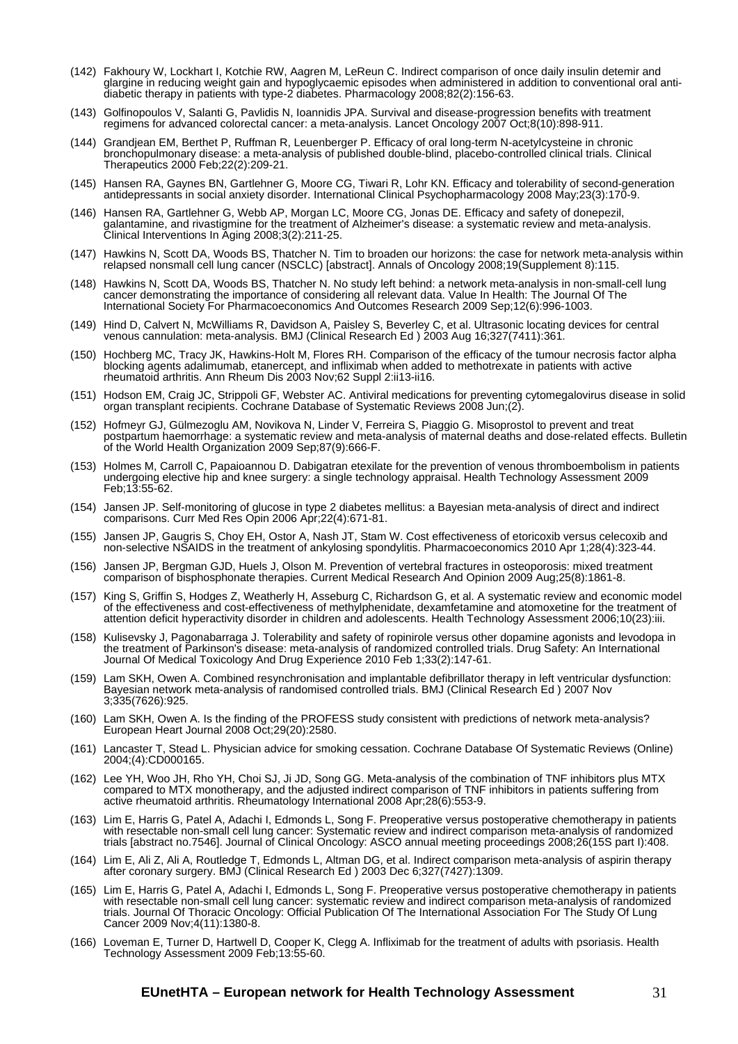(142) Fakhoury W, Lockhart I, Kotchie RW, Aagren M, LeReun C. Indirect comparison of once daily insulin detemir and glargine in reducing weight gain and hypoglycaemic episodes when administered in addition to conventional oral anti-diabetic therapy in patients with type-2 diabetes. Pharmacology 2008;82(2):156-63.

(143) Golfinopoulos V, Salanti G, Pavlidis N, Ioannidis JPA. Survival and disease-progression benefits with treatment regimens for advanced colorectal cancer: a meta-analysis. Lancet Oncology 2007 Oct;8(10):898-911.

(144) Grandjean EM, Berthet P, Ruffman R, Leuenberger P. Efficacy of oral long-term N-acetylcysteine in chronic bronchopulmonary disease: a meta-analysis of published double-blind, placebo-controlled clinical trials. Clinical Therapeutics 2000 Feb;22(2):209-21.

(145) Hansen RA, Gaynes BN, Gartlehner G, Moore CG, Tiwari R, Lohr KN. Efficacy and tolerability of second-generation antidepressants in social anxiety disorder. International Clinical Psychopharmacology 2008 May;23(3):170-9.

(146) Hansen RA, Gartlehner G, Webb AP, Morgan LC, Moore CG, Jonas DE. Efficacy and safety of donepezil, galantamine, and rivastigmine for the treatment of Alzheimer's disease: a systematic review and meta-analysis. Clinical Interventions In Aging 2008;3(2):211-25.

(147) Hawkins N, Scott DA, Woods BS, Thatcher N. Tim to broaden our horizons: the case for network meta-analysis within relapsed nonsmall cell lung cancer (NSCLC) [abstract]. Annals of Oncology 2008;19(Supplement 8):115.

(148) Hawkins N, Scott DA, Woods BS, Thatcher N. No study left behind: a network meta-analysis in non-small-cell lung cancer demonstrating the importance of considering all relevant data. Value In Health: The Journal Of The International Society For Pharmacoeconomics And Outcomes Research 2009 Sep;12(6):996-1003.

(149) Hind D, Calvert N, McWilliams R, Davidson A, Paisley S, Beverley C, et al. Ultrasonic locating devices for central venous cannulation: meta-analysis. BMJ (Clinical Research Ed ) 2003 Aug 16;327(7411):361.

(150) Hochberg MC, Tracy JK, Hawkins-Holt M, Flores RH. Comparison of the efficacy of the tumour necrosis factor alpha blocking agents adalimumab, etanercept, and infliximab when added to methotrexate in patients with active rheumatoid arthritis. Ann Rheum Dis 2003 Nov;62 Suppl 2:ii13-ii16.

(151) Hodson EM, Craig JC, Strippoli GF, Webster AC. Antiviral medications for preventing cytomegalovirus disease in solid organ transplant recipients. Cochrane Database of Systematic Reviews 2008 Jun;(2).

(152) Hofmeyr GJ, Gülmezoglu AM, Novikova N, Linder V, Ferreira S, Piaggio G. Misoprostol to prevent and treat postpartum haemorrhage: a systematic review and meta-analysis of maternal deaths and dose-related effects. Bulletin of the World Health Organization 2009 Sep;87(9):666-F.

(153) Holmes M, Carroll C, Papaioannou D. Dabigatran etexilate for the prevention of venous thromboembolism in patients undergoing elective hip and knee surgery: a single technology appraisal. Health Technology Assessment 2009 Feb;13:55-62.

(154) Jansen JP. Self-monitoring of glucose in type 2 diabetes mellitus: a Bayesian meta-analysis of direct and indirect comparisons. Curr Med Res Opin 2006 Apr;22(4):671-81.

(155) Jansen JP, Gaugris S, Choy EH, Ostor A, Nash JT, Stam W. Cost effectiveness of etoricoxib versus celecoxib and non-selective NSAIDS in the treatment of ankylosing spondylitis. Pharmacoeconomics 2010 Apr 1;28(4):323-44.

(156) Jansen JP, Bergman GJD, Huels J, Olson M. Prevention of vertebral fractures in osteoporosis: mixed treatment comparison of bisphosphonate therapies. Current Medical Research And Opinion 2009 Aug;25(8):1861-8.

(157) King S, Griffin S, Hodges Z, Weatherly H, Asseburg C, Richardson G, et al. A systematic review and economic model of the effectiveness and cost-effectiveness of methylphenidate, dexamfetamine and atomoxetine for the treatment of attention deficit hyperactivity disorder in children and adolescents. Health Technology Assessment 2006;10(23):iii.

(158) Kulisevsky J, Pagonabarraga J. Tolerability and safety of ropinirole versus other dopamine agonists and levodopa in the treatment of Parkinson's disease: meta-analysis of randomized controlled trials. Drug Safety: An International Journal Of Medical Toxicology And Drug Experience 2010 Feb 1;33(2):147-61.

(159) Lam SKH, Owen A. Combined resynchronisation and implantable defibrillator therapy in left ventricular dysfunction: Bayesian network meta-analysis of randomised controlled trials. BMJ (Clinical Research Ed ) 2007 Nov 3;335(7626):925.

(160) Lam SKH, Owen A. Is the finding of the PROFESS study consistent with predictions of network meta-analysis? European Heart Journal 2008 Oct;29(20):2580.

(161) Lancaster T, Stead L. Physician advice for smoking cessation. Cochrane Database Of Systematic Reviews (Online) 2004;(4):CD000165.

(162) Lee YH, Woo JH, Rho YH, Choi SJ, Ji JD, Song GG. Meta-analysis of the combination of TNF inhibitors plus MTX compared to MTX monotherapy, and the adjusted indirect comparison of TNF inhibitors in patients suffering from active rheumatoid arthritis. Rheumatology International 2008 Apr;28(6):553-9.

(163) Lim E, Harris G, Patel A, Adachi I, Edmonds L, Song F. Preoperative versus postoperative chemotherapy in patients with resectable non-small cell lung cancer: Systematic review and indirect comparison meta-analysis of randomized trials [abstract no.7546]. Journal of Clinical Oncology: ASCO annual meeting proceedings 2008;26(15S part I):408.

(164) Lim E, Ali Z, Ali A, Routledge T, Edmonds L, Altman DG, et al. Indirect comparison meta-analysis of aspirin therapy after coronary surgery. BMJ (Clinical Research Ed ) 2003 Dec 6;327(7427):1309.

(165) Lim E, Harris G, Patel A, Adachi I, Edmonds L, Song F. Preoperative versus postoperative chemotherapy in patients with resectable non-small cell lung cancer: systematic review and indirect comparison meta-analysis of randomized trials. Journal Of Thoracic Oncology: Official Publication Of The International Association For The Study Of Lung Cancer 2009 Nov;4(11):1380-8.

(166) Loveman E, Turner D, Hartwell D, Cooper K, Clegg A. Infliximab for the treatment of adults with psoriasis. Health Technology Assessment 2009 Feb;13:55-60.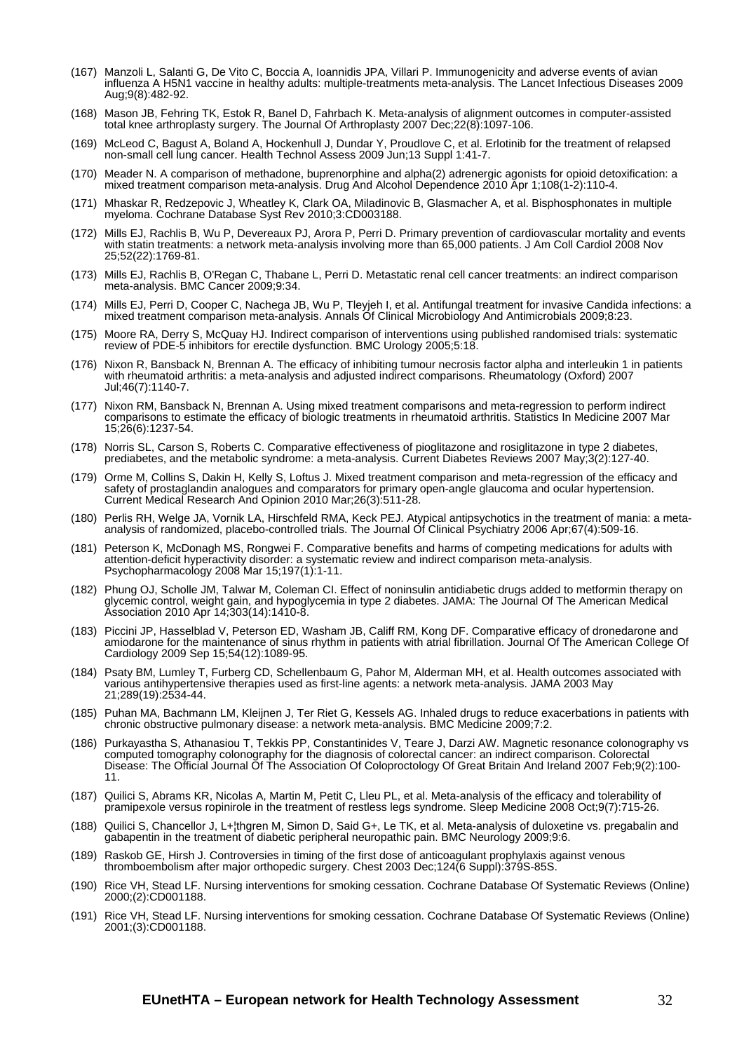(167) Manzoli L, Salanti G, De Vito C, Boccia A, Ioannidis JPA, Villari P. Immunogenicity and adverse events of avian influenza A H5N1 vaccine in healthy adults: multiple-treatments meta-analysis. The Lancet Infectious Diseases 2009 Aug;9(8):482-92.

(168) Mason JB, Fehring TK, Estok R, Banel D, Fahrbach K. Meta-analysis of alignment outcomes in computer-assisted total knee arthroplasty surgery. The Journal Of Arthroplasty 2007 Dec;22(8):1097-106.

(169) McLeod C, Bagust A, Boland A, Hockenhull J, Dundar Y, Proudlove C, et al. Erlotinib for the treatment of relapsed non-small cell lung cancer. Health Technol Assess 2009 Jun;13 Suppl 1:41-7.

(170) Meader N. A comparison of methadone, buprenorphine and alpha(2) adrenergic agonists for opioid detoxification: a mixed treatment comparison meta-analysis. Drug And Alcohol Dependence 2010 Apr 1;108(1-2):110-4.

(171) Mhaskar R, Redzepovic J, Wheatley K, Clark OA, Miladinovic B, Glasmacher A, et al. Bisphosphonates in multiple myeloma. Cochrane Database Syst Rev 2010;3:CD003188.

(172) Mills EJ, Rachlis B, Wu P, Devereaux PJ, Arora P, Perri D. Primary prevention of cardiovascular mortality and events with statin treatments: a network meta-analysis involving more than 65,000 patients. J Am Coll Cardiol 2008 Nov 25;52(22):1769-81.

(173) Mills EJ, Rachlis B, O'Regan C, Thabane L, Perri D. Metastatic renal cell cancer treatments: an indirect comparison meta-analysis. BMC Cancer 2009;9:34.

(174) Mills EJ, Perri D, Cooper C, Nachega JB, Wu P, Tleyjeh I, et al. Antifungal treatment for invasive Candida infections: a mixed treatment comparison meta-analysis. Annals Of Clinical Microbiology And Antimicrobials 2009;8:23.

(175) Moore RA, Derry S, McQuay HJ. Indirect comparison of interventions using published randomised trials: systematic review of PDE-5 inhibitors for erectile dysfunction. BMC Urology 2005;5:18.

(176) Nixon R, Bansback N, Brennan A. The efficacy of inhibiting tumour necrosis factor alpha and interleukin 1 in patients with rheumatoid arthritis: a meta-analysis and adjusted indirect comparisons. Rheumatology (Oxford) 2007 Jul;46(7):1140-7.

(177) Nixon RM, Bansback N, Brennan A. Using mixed treatment comparisons and meta-regression to perform indirect comparisons to estimate the efficacy of biologic treatments in rheumatoid arthritis. Statistics In Medicine 2007 Mar 15;26(6):1237-54.

(178) Norris SL, Carson S, Roberts C. Comparative effectiveness of pioglitazone and rosiglitazone in type 2 diabetes, prediabetes, and the metabolic syndrome: a meta-analysis. Current Diabetes Reviews 2007 May;3(2):127-40.

(179) Orme M, Collins S, Dakin H, Kelly S, Loftus J. Mixed treatment comparison and meta-regression of the efficacy and safety of prostaglandin analogues and comparators for primary open-angle glaucoma and ocular hypertension. Current Medical Research And Opinion 2010 Mar;26(3):511-28.

(180) Perlis RH, Welge JA, Vornik LA, Hirschfeld RMA, Keck PEJ. Atypical antipsychotics in the treatment of mania: a meta-analysis of randomized, placebo-controlled trials. The Journal Of Clinical Psychiatry 2006 Apr;67(4):509-16.

(181) Peterson K, McDonagh MS, Rongwei F. Comparative benefits and harms of competing medications for adults with attention-deficit hyperactivity disorder: a systematic review and indirect comparison meta-analysis. Psychopharmacology 2008 Mar 15;197(1):1-11.

(182) Phung OJ, Scholle JM, Talwar M, Coleman CI. Effect of noninsulin antidiabetic drugs added to metformin therapy on glycemic control, weight gain, and hypoglycemia in type 2 diabetes. JAMA: The Journal Of The American Medical Association 2010 Apr 14;303(14):1410-8.

(183) Piccini JP, Hasselblad V, Peterson ED, Washam JB, Califf RM, Kong DF. Comparative efficacy of dronedarone and amiodarone for the maintenance of sinus rhythm in patients with atrial fibrillation. Journal Of The American College Of Cardiology 2009 Sep 15;54(12):1089-95.

(184) Psaty BM, Lumley T, Furberg CD, Schellenbaum G, Pahor M, Alderman MH, et al. Health outcomes associated with various antihypertensive therapies used as first-line agents: a network meta-analysis. JAMA 2003 May 21;289(19):2534-44.

(185) Puhan MA, Bachmann LM, Kleijnen J, Ter Riet G, Kessels AG. Inhaled drugs to reduce exacerbations in patients with chronic obstructive pulmonary disease: a network meta-analysis. BMC Medicine 2009;7:2.

(186) Purkayastha S, Athanasiou T, Tekkis PP, Constantinides V, Teare J, Darzi AW. Magnetic resonance colonography vs computed tomography colonography for the diagnosis of colorectal cancer: an indirect comparison. Colorectal Disease: The Official Journal Of The Association Of Coloproctology Of Great Britain And Ireland 2007 Feb;9(2):100-11.

(187) Quilici S, Abrams KR, Nicolas A, Martin M, Petit C, Lleu PL, et al. Meta-analysis of the efficacy and tolerability of pramipexole versus ropinirole in the treatment of restless legs syndrome. Sleep Medicine 2008 Oct;9(7):715-26.

(188) Quilici S, Chancellor J, L+¦thgren M, Simon D, Said G+, Le TK, et al. Meta-analysis of duloxetine vs. pregabalin and gabapentin in the treatment of diabetic peripheral neuropathic pain. BMC Neurology 2009;9:6.

(189) Raskob GE, Hirsh J. Controversies in timing of the first dose of anticoagulant prophylaxis against venous thromboembolism after major orthopedic surgery. Chest 2003 Dec;124(6 Suppl):379S-85S.

(190) Rice VH, Stead LF. Nursing interventions for smoking cessation. Cochrane Database Of Systematic Reviews (Online) 2000;(2):CD001188.

(191) Rice VH, Stead LF. Nursing interventions for smoking cessation. Cochrane Database Of Systematic Reviews (Online) 2001;(3):CD001188.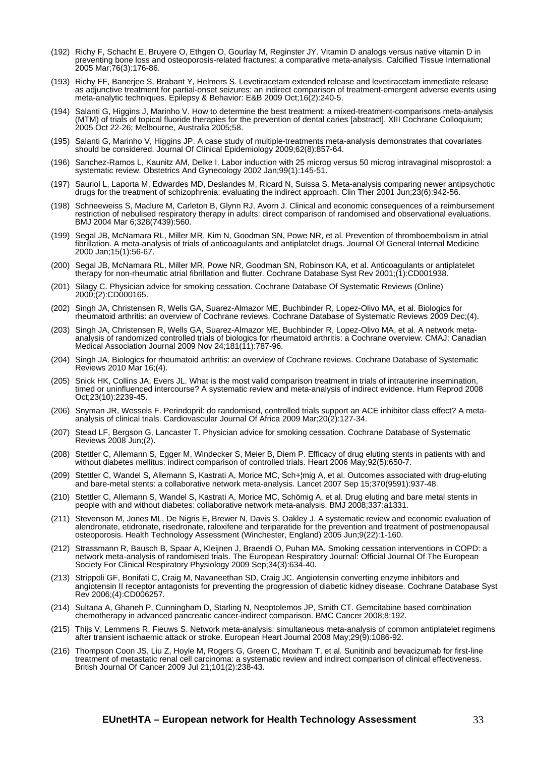(192) Richy F, Schacht E, Bruyere O, Ethgen O, Gourlay M, Reginster JY. Vitamin D analogs versus native vitamin D in preventing bone loss and osteoporosis-related fractures: a comparative meta-analysis. Calcified Tissue International 2005 Mar;76(3):176-86.

(193) Richy FF, Banerjee S, Brabant Y, Helmers S. Levetiracetam extended release and levetiracetam immediate release as adjunctive treatment for partial-onset seizures: an indirect comparison of treatment-emergent adverse events using meta-analytic techniques. Epilepsy & Behavior: E&B 2009 Oct;16(2):240-5.

(194) Salanti G, Higgins J, Marinho V. How to determine the best treatment: a mixed-treatment-comparisons meta-analysis (MTM) of trials of topical fluoride therapies for the prevention of dental caries [abstract]. XIII Cochrane Colloquium; 2005 Oct 22-26; Melbourne, Australia 2005;58.

(195) Salanti G, Marinho V, Higgins JP. A case study of multiple-treatments meta-analysis demonstrates that covariates should be considered. Journal Of Clinical Epidemiology 2009;62(8):857-64.

(196) Sanchez-Ramos L, Kaunitz AM, Delke I. Labor induction with 25 microg versus 50 microg intravaginal misoprostol: a systematic review. Obstetrics And Gynecology 2002 Jan;99(1):145-51.

(197) Sauriol L, Laporta M, Edwardes MD, Deslandes M, Ricard N, Suissa S. Meta-analysis comparing newer antipsychotic drugs for the treatment of schizophrenia: evaluating the indirect approach. Clin Ther 2001 Jun;23(6):942-56.

(198) Schneeweiss S, Maclure M, Carleton B, Glynn RJ, Avorn J. Clinical and economic consequences of a reimbursement restriction of nebulised respiratory therapy in adults: direct comparison of randomised and observational evaluations. BMJ 2004 Mar 6;328(7439):560.

(199) Segal JB, McNamara RL, Miller MR, Kim N, Goodman SN, Powe NR, et al. Prevention of thromboembolism in atrial fibrillation. A meta-analysis of trials of anticoagulants and antiplatelet drugs. Journal Of General Internal Medicine 2000 Jan;15(1):56-67.

(200) Segal JB, McNamara RL, Miller MR, Powe NR, Goodman SN, Robinson KA, et al. Anticoagulants or antiplatelet therapy for non-rheumatic atrial fibrillation and flutter. Cochrane Database Syst Rev 2001;(1):CD001938.

(201) Silagy C. Physician advice for smoking cessation. Cochrane Database Of Systematic Reviews (Online) 2000;(2):CD000165.

(202) Singh JA, Christensen R, Wells GA, Suarez-Almazor ME, Buchbinder R, Lopez-Olivo MA, et al. Biologics for rheumatoid arthritis: an overview of Cochrane reviews. Cochrane Database of Systematic Reviews 2009 Dec;(4).

(203) Singh JA, Christensen R, Wells GA, Suarez-Almazor ME, Buchbinder R, Lopez-Olivo MA, et al. A network meta-analysis of randomized controlled trials of biologics for rheumatoid arthritis: a Cochrane overview. CMAJ: Canadian Medical Association Journal 2009 Nov 24;181(11):787-96.

(204) Singh JA. Biologics for rheumatoid arthritis: an overview of Cochrane reviews. Cochrane Database of Systematic Reviews 2010 Mar 16;(4).

(205) Snick HK, Collins JA, Evers JL. What is the most valid comparison treatment in trials of intrauterine insemination, timed or uninfluenced intercourse? A systematic review and meta-analysis of indirect evidence. Hum Reprod 2008 Oct;23(10):2239-45.

(206) Snyman JR, Wessels F. Perindopril: do randomised, controlled trials support an ACE inhibitor class effect? A meta-analysis of clinical trials. Cardiovascular Journal Of Africa 2009 Mar;20(2):127-34.

(207) Stead LF, Bergson G, Lancaster T. Physician advice for smoking cessation. Cochrane Database of Systematic Reviews 2008 Jun;(2).

(208) Stettler C, Allemann S, Egger M, Windecker S, Meier B, Diem P. Efficacy of drug eluting stents in patients with and without diabetes mellitus: indirect comparison of controlled trials. Heart 2006 May;92(5):650-7.

(209) Stettler C, Wandel S, Allemann S, Kastrati A, Morice MC, Sch+¦mig A, et al. Outcomes associated with drug-eluting and bare-metal stents: a collaborative network meta-analysis. Lancet 2007 Sep 15;370(9591):937-48.

(210) Stettler C, Allemann S, Wandel S, Kastrati A, Morice MC, Schömig A, et al. Drug eluting and bare metal stents in people with and without diabetes: collaborative network meta-analysis. BMJ 2008;337:a1331.

(211) Stevenson M, Jones ML, De Nigris E, Brewer N, Davis S, Oakley J. A systematic review and economic evaluation of alendronate, etidronate, risedronate, raloxifene and teriparatide for the prevention and treatment of postmenopausal osteoporosis. Health Technology Assessment (Winchester, England) 2005 Jun;9(22):1-160.

(212) Strassmann R, Bausch B, Spaar A, Kleijnen J, Braendli O, Puhan MA. Smoking cessation interventions in COPD: a network meta-analysis of randomised trials. The European Respiratory Journal: Official Journal Of The European Society For Clinical Respiratory Physiology 2009 Sep;34(3):634-40.

(213) Strippoli GF, Bonifati C, Craig M, Navaneethan SD, Craig JC. Angiotensin converting enzyme inhibitors and angiotensin II receptor antagonists for preventing the progression of diabetic kidney disease. Cochrane Database Syst Rev 2006;(4):CD006257.

(214) Sultana A, Ghaneh P, Cunningham D, Starling N, Neoptolemos JP, Smith CT. Gemcitabine based combination chemotherapy in advanced pancreatic cancer-indirect comparison. BMC Cancer 2008;8:192.

(215) Thijs V, Lemmens R, Fieuws S. Network meta-analysis: simultaneous meta-analysis of common antiplatelet regimens after transient ischaemic attack or stroke. European Heart Journal 2008 May;29(9):1086-92.

(216) Thompson Coon JS, Liu Z, Hoyle M, Rogers G, Green C, Moxham T, et al. Sunitinib and bevacizumab for first-line treatment of metastatic renal cell carcinoma: a systematic review and indirect comparison of clinical effectiveness. British Journal Of Cancer 2009 Jul 21;101(2):238-43.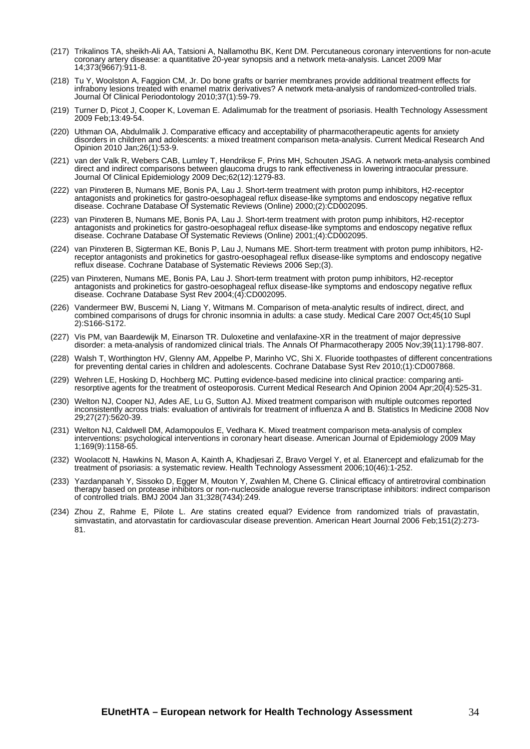(217) Trikalinos TA, sheikh-Ali AA, Tatsioni A, Nallamothu BK, Kent DM. Percutaneous coronary interventions for non-acute coronary artery disease: a quantitative 20-year synopsis and a network meta-analysis. Lancet 2009 Mar 14;373(9667):911-8.

(218) Tu Y, Woolston A, Faggion CM, Jr. Do bone grafts or barrier membranes provide additional treatment effects for infrabony lesions treated with enamel matrix derivatives? A network meta-analysis of randomized-controlled trials. Journal Of Clinical Periodontology 2010;37(1):59-79.

(219) Turner D, Picot J, Cooper K, Loveman E. Adalimumab for the treatment of psoriasis. Health Technology Assessment 2009 Feb;13:49-54.

(220) Uthman OA, Abdulmalik J. Comparative efficacy and acceptability of pharmacotherapeutic agents for anxiety disorders in children and adolescents: a mixed treatment comparison meta-analysis. Current Medical Research And Opinion 2010 Jan;26(1):53-9.

(221) van der Valk R, Webers CAB, Lumley T, Hendrikse F, Prins MH, Schouten JSAG. A network meta-analysis combined direct and indirect comparisons between glaucoma drugs to rank effectiveness in lowering intraocular pressure. Journal Of Clinical Epidemiology 2009 Dec;62(12):1279-83.

(222) van Pinxteren B, Numans ME, Bonis PA, Lau J. Short-term treatment with proton pump inhibitors, H2-receptor antagonists and prokinetics for gastro-oesophageal reflux disease-like symptoms and endoscopy negative reflux disease. Cochrane Database Of Systematic Reviews (Online) 2000;(2):CD002095.

(223) van Pinxteren B, Numans ME, Bonis PA, Lau J. Short-term treatment with proton pump inhibitors, H2-receptor antagonists and prokinetics for gastro-oesophageal reflux disease-like symptoms and endoscopy negative reflux disease. Cochrane Database Of Systematic Reviews (Online) 2001;(4):CD002095.

(224) van Pinxteren B, Sigterman KE, Bonis P, Lau J, Numans ME. Short-term treatment with proton pump inhibitors, H2-receptor antagonists and prokinetics for gastro-oesophageal reflux disease-like symptoms and endoscopy negative reflux disease. Cochrane Database of Systematic Reviews 2006 Sep;(3).

(225) van Pinxteren, Numans ME, Bonis PA, Lau J. Short-term treatment with proton pump inhibitors, H2-receptor antagonists and prokinetics for gastro-oesophageal reflux disease-like symptoms and endoscopy negative reflux disease. Cochrane Database Syst Rev 2004;(4):CD002095.

(226) Vandermeer BW, Buscemi N, Liang Y, Witmans M. Comparison of meta-analytic results of indirect, direct, and combined comparisons of drugs for chronic insomnia in adults: a case study. Medical Care 2007 Oct;45(10 Supl 2):S166-S172.

(227) Vis PM, van Baardewijk M, Einarson TR. Duloxetine and venlafaxine-XR in the treatment of major depressive disorder: a meta-analysis of randomized clinical trials. The Annals Of Pharmacotherapy 2005 Nov;39(11):1798-807.

(228) Walsh T, Worthington HV, Glenny AM, Appelbe P, Marinho VC, Shi X. Fluoride toothpastes of different concentrations for preventing dental caries in children and adolescents. Cochrane Database Syst Rev 2010;(1):CD007868.

(229) Wehren LE, Hosking D, Hochberg MC. Putting evidence-based medicine into clinical practice: comparing anti-resorptive agents for the treatment of osteoporosis. Current Medical Research And Opinion 2004 Apr;20(4):525-31.

(230) Welton NJ, Cooper NJ, Ades AE, Lu G, Sutton AJ. Mixed treatment comparison with multiple outcomes reported inconsistently across trials: evaluation of antivirals for treatment of influenza A and B. Statistics In Medicine 2008 Nov 29;27(27):5620-39.

(231) Welton NJ, Caldwell DM, Adamopoulos E, Vedhara K. Mixed treatment comparison meta-analysis of complex interventions: psychological interventions in coronary heart disease. American Journal of Epidemiology 2009 May 1;169(9):1158-65.

(232) Woolacott N, Hawkins N, Mason A, Kainth A, Khadjesari Z, Bravo Vergel Y, et al. Etanercept and efalizumab for the treatment of psoriasis: a systematic review. Health Technology Assessment 2006;10(46):1-252.

(233) Yazdanpanah Y, Sissoko D, Egger M, Mouton Y, Zwahlen M, Chene G. Clinical efficacy of antiretroviral combination therapy based on protease inhibitors or non-nucleoside analogue reverse transcriptase inhibitors: indirect comparison of controlled trials. BMJ 2004 Jan 31;328(7434):249.

(234) Zhou Z, Rahme E, Pilote L. Are statins created equal? Evidence from randomized trials of pravastatin, simvastatin, and atorvastatin for cardiovascular disease prevention. American Heart Journal 2006 Feb;151(2):273-81.